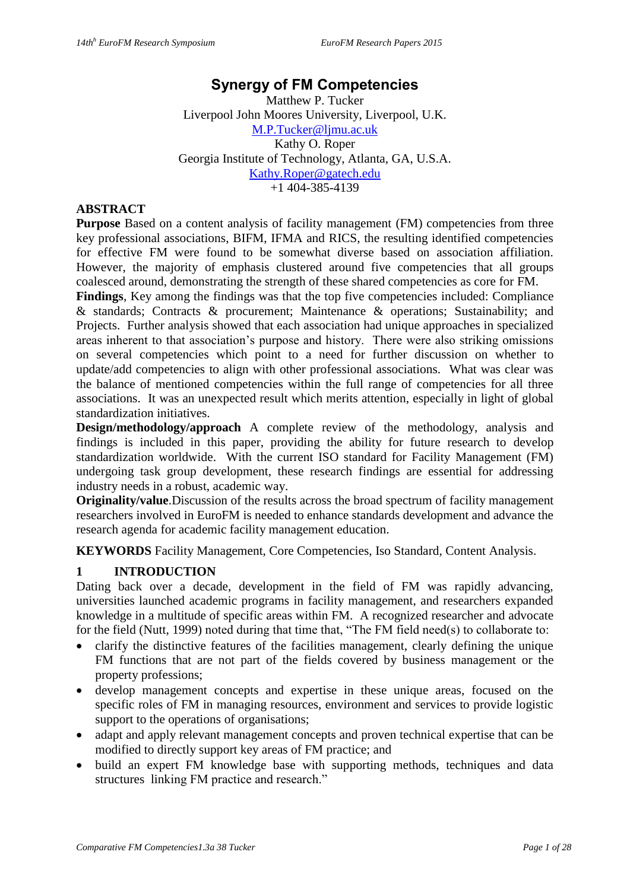# Synergy of FM Competencies

Matthew P. Tucker
Liverpool John Moores University, Liverpool, U.K.
M.P.Tucker@ljmu.ac.uk
Kathy O. Roper
Georgia Institute of Technology, Atlanta, GA, U.S.A.
Kathy.Roper@gatech.edu
+1 404-385-4139

## ABSTRACT

**Purpose** Based on a content analysis of facility management (FM) competencies from three key professional associations, BIFM, IFMA and RICS, the resulting identified competencies for effective FM were found to be somewhat diverse based on association affiliation. However, the majority of emphasis clustered around five competencies that all groups coalesced around, demonstrating the strength of these shared competencies as core for FM.

**Findings**, Key among the findings was that the top five competencies included: Compliance & standards; Contracts & procurement; Maintenance & operations; Sustainability; and Projects. Further analysis showed that each association had unique approaches in specialized areas inherent to that association's purpose and history. There were also striking omissions on several competencies which point to a need for further discussion on whether to update/add competencies to align with other professional associations. What was clear was the balance of mentioned competencies within the full range of competencies for all three associations. It was an unexpected result which merits attention, especially in light of global standardization initiatives.

**Design/methodology/approach** A complete review of the methodology, analysis and findings is included in this paper, providing the ability for future research to develop standardization worldwide. With the current ISO standard for Facility Management (FM) undergoing task group development, these research findings are essential for addressing industry needs in a robust, academic way.

**Originality/value**.Discussion of the results across the broad spectrum of facility management researchers involved in EuroFM is needed to enhance standards development and advance the research agenda for academic facility management education.

**KEYWORDS** Facility Management, Core Competencies, Iso Standard, Content Analysis.

## 1 INTRODUCTION

Dating back over a decade, development in the field of FM was rapidly advancing, universities launched academic programs in facility management, and researchers expanded knowledge in a multitude of specific areas within FM. A recognized researcher and advocate for the field (Nutt, 1999) noted during that time that, "The FM field need(s) to collaborate to:

- clarify the distinctive features of the facilities management, clearly defining the unique FM functions that are not part of the fields covered by business management or the property professions;
- develop management concepts and expertise in these unique areas, focused on the specific roles of FM in managing resources, environment and services to provide logistic support to the operations of organisations;
- adapt and apply relevant management concepts and proven technical expertise that can be modified to directly support key areas of FM practice; and
- build an expert FM knowledge base with supporting methods, techniques and data structures linking FM practice and research."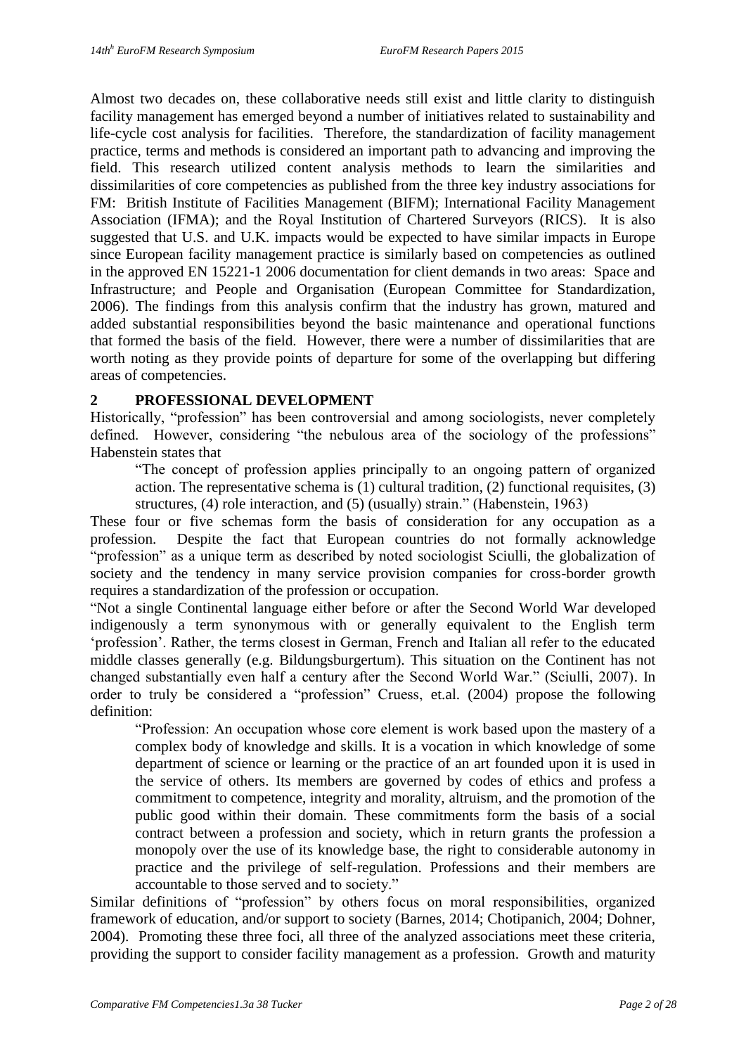Almost two decades on, these collaborative needs still exist and little clarity to distinguish facility management has emerged beyond a number of initiatives related to sustainability and life-cycle cost analysis for facilities. Therefore, the standardization of facility management practice, terms and methods is considered an important path to advancing and improving the field. This research utilized content analysis methods to learn the similarities and dissimilarities of core competencies as published from the three key industry associations for FM: British Institute of Facilities Management (BIFM); International Facility Management Association (IFMA); and the Royal Institution of Chartered Surveyors (RICS). It is also suggested that U.S. and U.K. impacts would be expected to have similar impacts in Europe since European facility management practice is similarly based on competencies as outlined in the approved EN 15221-1 2006 documentation for client demands in two areas: Space and Infrastructure; and People and Organisation (European Committee for Standardization, 2006). The findings from this analysis confirm that the industry has grown, matured and added substantial responsibilities beyond the basic maintenance and operational functions that formed the basis of the field. However, there were a number of dissimilarities that are worth noting as they provide points of departure for some of the overlapping but differing areas of competencies.

## 2 PROFESSIONAL DEVELOPMENT

Historically, "profession" has been controversial and among sociologists, never completely defined. However, considering "the nebulous area of the sociology of the professions" Habenstein states that

> "The concept of profession applies principally to an ongoing pattern of organized action. The representative schema is (1) cultural tradition, (2) functional requisites, (3) structures, (4) role interaction, and (5) (usually) strain." (Habenstein, 1963)

These four or five schemas form the basis of consideration for any occupation as a profession. Despite the fact that European countries do not formally acknowledge "profession" as a unique term as described by noted sociologist Sciulli, the globalization of society and the tendency in many service provision companies for cross-border growth requires a standardization of the profession or occupation.

"Not a single Continental language either before or after the Second World War developed indigenously a term synonymous with or generally equivalent to the English term 'profession'. Rather, the terms closest in German, French and Italian all refer to the educated middle classes generally (e.g. Bildungsburgertum). This situation on the Continent has not changed substantially even half a century after the Second World War." (Sciulli, 2007). In order to truly be considered a "profession" Cruess, et.al. (2004) propose the following definition:

> "Profession: An occupation whose core element is work based upon the mastery of a complex body of knowledge and skills. It is a vocation in which knowledge of some department of science or learning or the practice of an art founded upon it is used in the service of others. Its members are governed by codes of ethics and profess a commitment to competence, integrity and morality, altruism, and the promotion of the public good within their domain. These commitments form the basis of a social contract between a profession and society, which in return grants the profession a monopoly over the use of its knowledge base, the right to considerable autonomy in practice and the privilege of self-regulation. Professions and their members are accountable to those served and to society."

Similar definitions of "profession" by others focus on moral responsibilities, organized framework of education, and/or support to society (Barnes, 2014; Chotipanich, 2004; Dohner, 2004). Promoting these three foci, all three of the analyzed associations meet these criteria, providing the support to consider facility management as a profession. Growth and maturity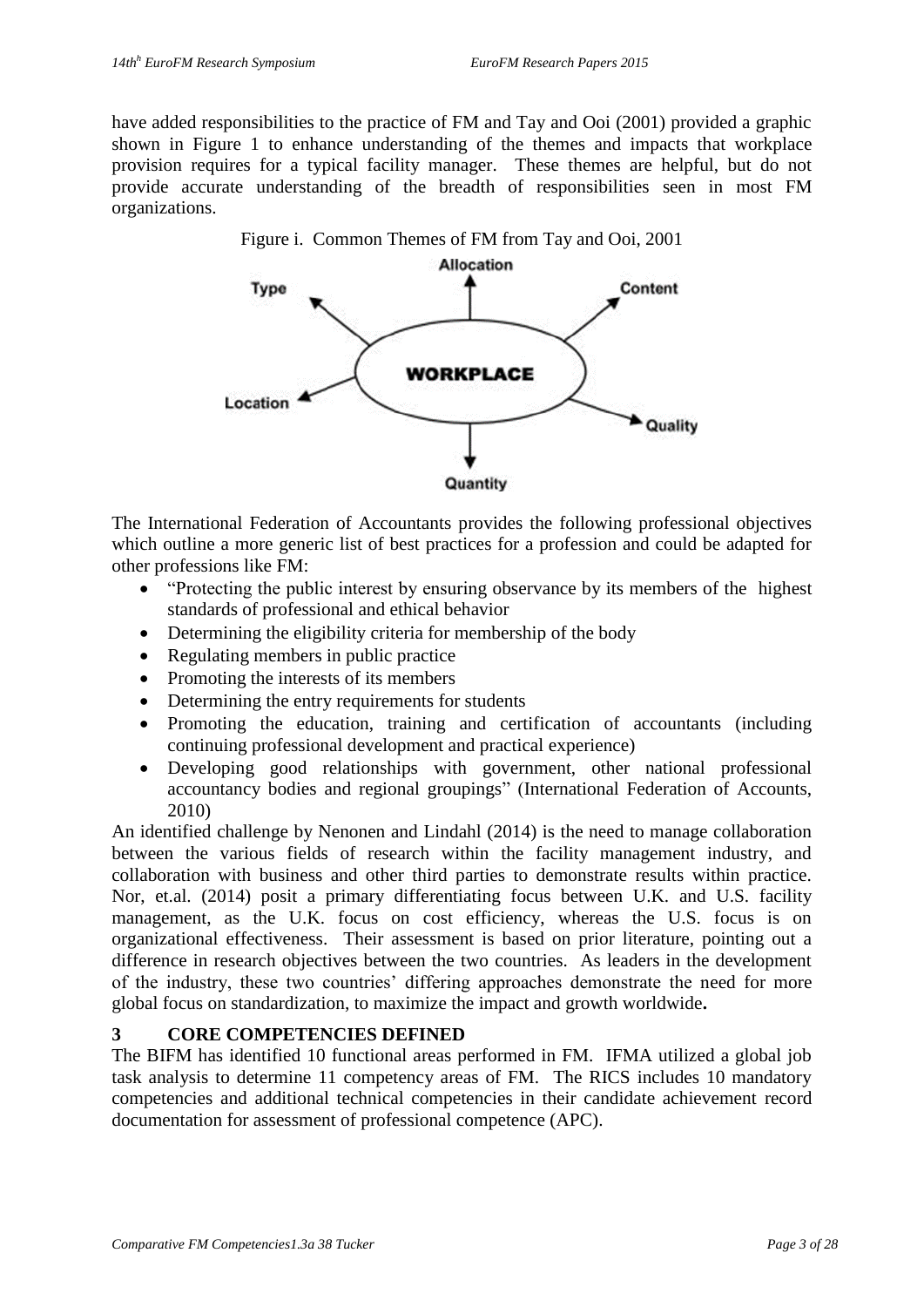have added responsibilities to the practice of FM and Tay and Ooi (2001) provided a graphic shown in Figure 1 to enhance understanding of the themes and impacts that workplace provision requires for a typical facility manager. These themes are helpful, but do not provide accurate understanding of the breadth of responsibilities seen in most FM organizations.

Figure i. Common Themes of FM from Tay and Ooi, 2001

The International Federation of Accountants provides the following professional objectives which outline a more generic list of best practices for a profession and could be adapted for other professions like FM:

- "Protecting the public interest by ensuring observance by its members of the highest standards of professional and ethical behavior
- Determining the eligibility criteria for membership of the body
- Regulating members in public practice
- Promoting the interests of its members
- Determining the entry requirements for students
- Promoting the education, training and certification of accountants (including continuing professional development and practical experience)
- Developing good relationships with government, other national professional accountancy bodies and regional groupings" (International Federation of Accounts, 2010)

An identified challenge by Nenonen and Lindahl (2014) is the need to manage collaboration between the various fields of research within the facility management industry, and collaboration with business and other third parties to demonstrate results within practice. Nor, et.al. (2014) posit a primary differentiating focus between U.K. and U.S. facility management, as the U.K. focus on cost efficiency, whereas the U.S. focus is on organizational effectiveness. Their assessment is based on prior literature, pointing out a difference in research objectives between the two countries. As leaders in the development of the industry, these two countries' differing approaches demonstrate the need for more global focus on standardization, to maximize the impact and growth worldwide**.**

## 3 CORE COMPETENCIES DEFINED

The BIFM has identified 10 functional areas performed in FM. IFMA utilized a global job task analysis to determine 11 competency areas of FM. The RICS includes 10 mandatory competencies and additional technical competencies in their candidate achievement record documentation for assessment of professional competence (APC).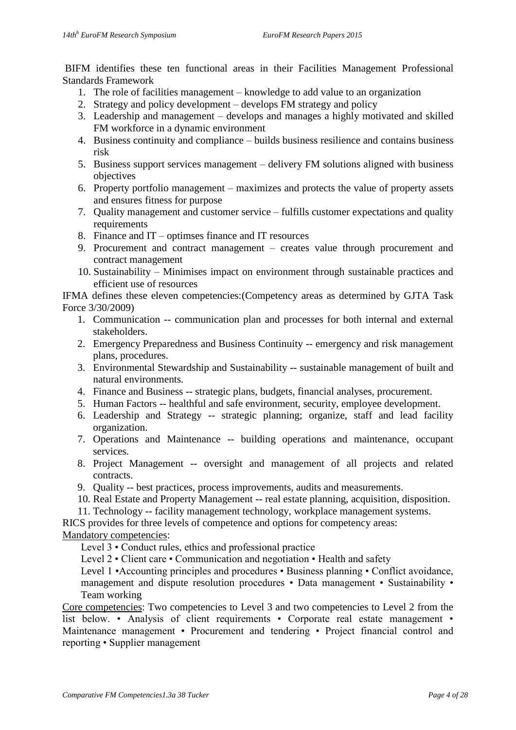BIFM identifies these ten functional areas in their Facilities Management Professional Standards Framework

1. The role of facilities management – knowledge to add value to an organization
2. Strategy and policy development – develops FM strategy and policy
3. Leadership and management – develops and manages a highly motivated and skilled FM workforce in a dynamic environment
4. Business continuity and compliance – builds business resilience and contains business risk
5. Business support services management – delivery FM solutions aligned with business objectives
6. Property portfolio management – maximizes and protects the value of property assets and ensures fitness for purpose
7. Quality management and customer service – fulfills customer expectations and quality requirements
8. Finance and IT – optimses finance and IT resources
9. Procurement and contract management – creates value through procurement and contract management
10. Sustainability – Minimises impact on environment through sustainable practices and efficient use of resources

IFMA defines these eleven competencies:(Competency areas as determined by GJTA Task Force 3/30/2009)

1. Communication -- communication plan and processes for both internal and external stakeholders.
2. Emergency Preparedness and Business Continuity -- emergency and risk management plans, procedures.
3. Environmental Stewardship and Sustainability -- sustainable management of built and natural environments.
4. Finance and Business -- strategic plans, budgets, financial analyses, procurement.
5. Human Factors -- healthful and safe environment, security, employee development.
6. Leadership and Strategy -- strategic planning; organize, staff and lead facility organization.
7. Operations and Maintenance -- building operations and maintenance, occupant services.
8. Project Management -- oversight and management of all projects and related contracts.
9. Quality -- best practices, process improvements, audits and measurements.
10. Real Estate and Property Management -- real estate planning, acquisition, disposition.
11. Technology -- facility management technology, workplace management systems.

RICS provides for three levels of competence and options for competency areas:

<u>Mandatory competencies</u>:

Level 3 • Conduct rules, ethics and professional practice

Level 2 • Client care • Communication and negotiation • Health and safety

Level 1 •Accounting principles and procedures • Business planning • Conflict avoidance, management and dispute resolution procedures • Data management • Sustainability • Team working

<u>Core competencies</u>: Two competencies to Level 3 and two competencies to Level 2 from the list below. • Analysis of client requirements • Corporate real estate management • Maintenance management • Procurement and tendering • Project financial control and reporting • Supplier management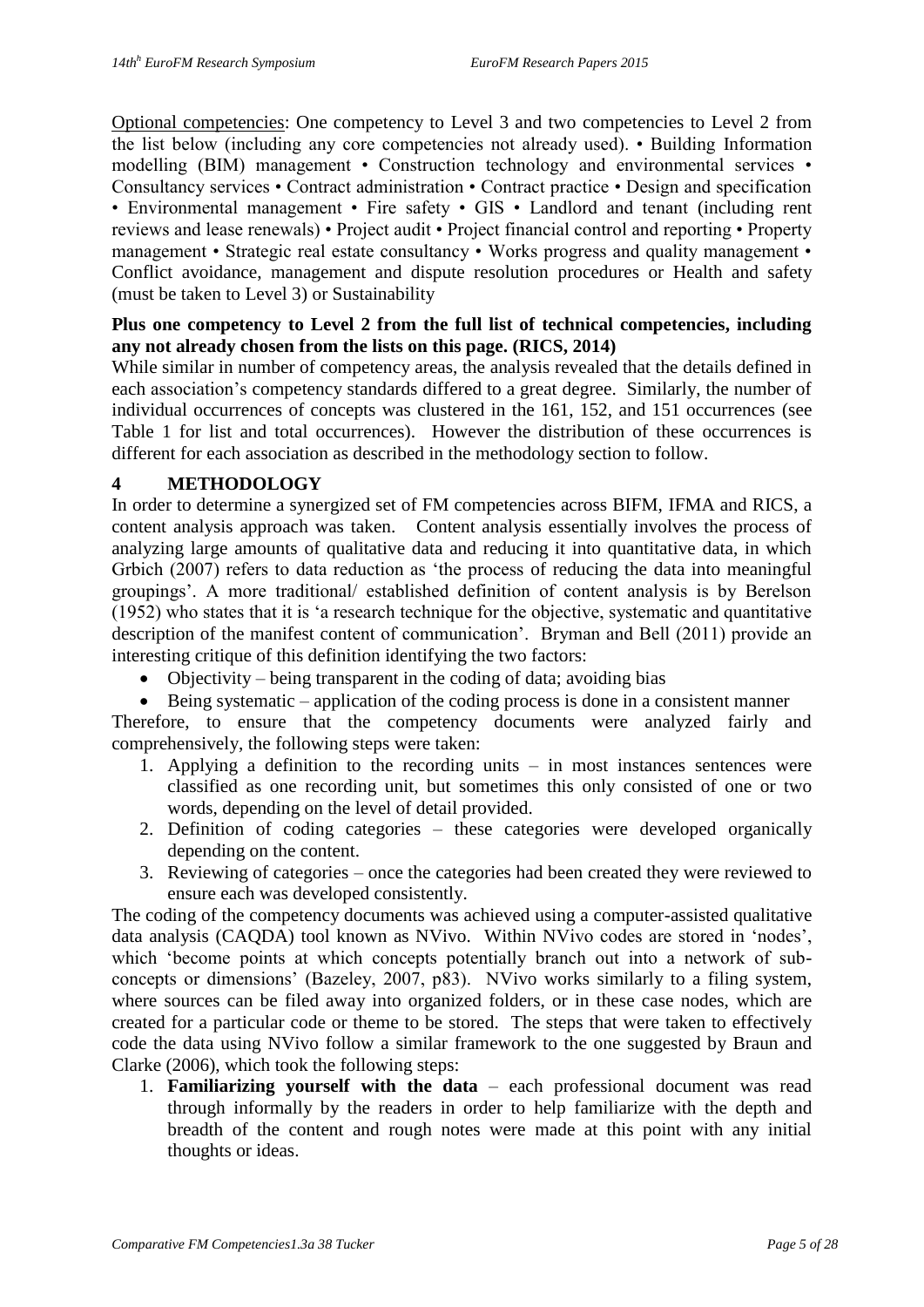Optional competencies: One competency to Level 3 and two competencies to Level 2 from the list below (including any core competencies not already used). • Building Information modelling (BIM) management • Construction technology and environmental services • Consultancy services • Contract administration • Contract practice • Design and specification • Environmental management • Fire safety • GIS • Landlord and tenant (including rent reviews and lease renewals) • Project audit • Project financial control and reporting • Property management • Strategic real estate consultancy • Works progress and quality management • Conflict avoidance, management and dispute resolution procedures or Health and safety (must be taken to Level 3) or Sustainability

**Plus one competency to Level 2 from the full list of technical competencies, including any not already chosen from the lists on this page. (RICS, 2014)**

While similar in number of competency areas, the analysis revealed that the details defined in each association's competency standards differed to a great degree. Similarly, the number of individual occurrences of concepts was clustered in the 161, 152, and 151 occurrences (see Table 1 for list and total occurrences). However the distribution of these occurrences is different for each association as described in the methodology section to follow.

## 4 METHODOLOGY

In order to determine a synergized set of FM competencies across BIFM, IFMA and RICS, a content analysis approach was taken. Content analysis essentially involves the process of analyzing large amounts of qualitative data and reducing it into quantitative data, in which Grbich (2007) refers to data reduction as 'the process of reducing the data into meaningful groupings'. A more traditional/ established definition of content analysis is by Berelson (1952) who states that it is 'a research technique for the objective, systematic and quantitative description of the manifest content of communication'. Bryman and Bell (2011) provide an interesting critique of this definition identifying the two factors:

- Objectivity – being transparent in the coding of data; avoiding bias
- Being systematic – application of the coding process is done in a consistent manner

Therefore, to ensure that the competency documents were analyzed fairly and comprehensively, the following steps were taken:

1. Applying a definition to the recording units – in most instances sentences were classified as one recording unit, but sometimes this only consisted of one or two words, depending on the level of detail provided.
2. Definition of coding categories – these categories were developed organically depending on the content.
3. Reviewing of categories – once the categories had been created they were reviewed to ensure each was developed consistently.

The coding of the competency documents was achieved using a computer-assisted qualitative data analysis (CAQDA) tool known as NVivo. Within NVivo codes are stored in 'nodes', which 'become points at which concepts potentially branch out into a network of sub-concepts or dimensions' (Bazeley, 2007, p83). NVivo works similarly to a filing system, where sources can be filed away into organized folders, or in these case nodes, which are created for a particular code or theme to be stored. The steps that were taken to effectively code the data using NVivo follow a similar framework to the one suggested by Braun and Clarke (2006), which took the following steps:

1. **Familiarizing yourself with the data** – each professional document was read through informally by the readers in order to help familiarize with the depth and breadth of the content and rough notes were made at this point with any initial thoughts or ideas.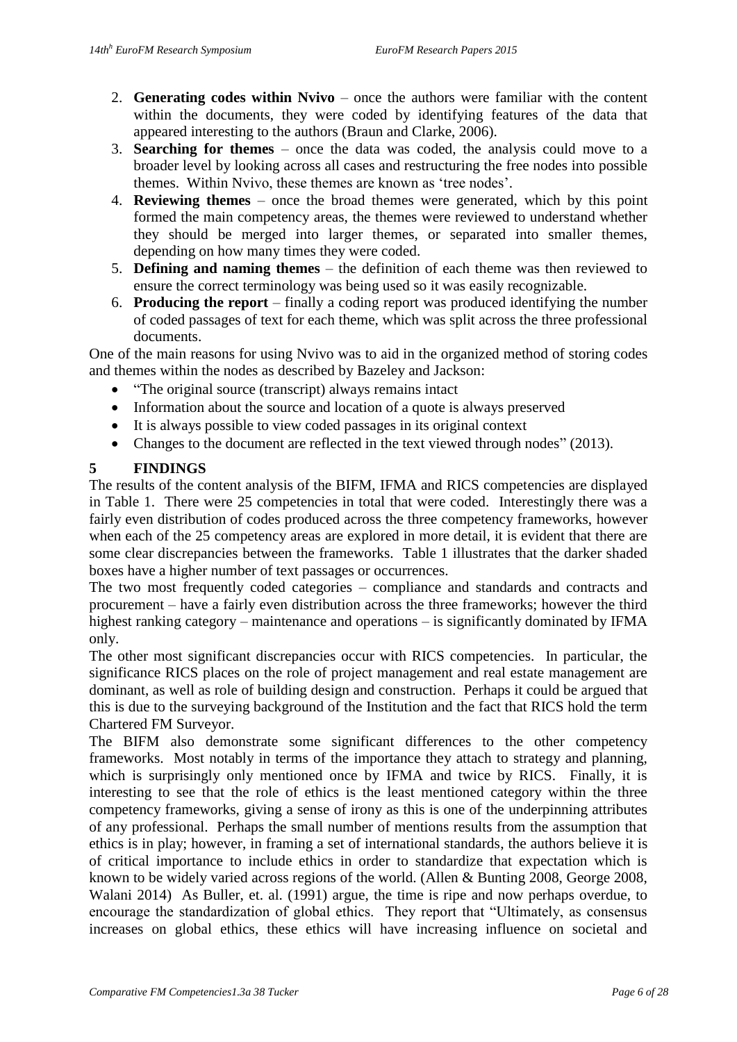2. **Generating codes within Nvivo** – once the authors were familiar with the content within the documents, they were coded by identifying features of the data that appeared interesting to the authors (Braun and Clarke, 2006).
3. **Searching for themes** – once the data was coded, the analysis could move to a broader level by looking across all cases and restructuring the free nodes into possible themes. Within Nvivo, these themes are known as 'tree nodes'.
4. **Reviewing themes** – once the broad themes were generated, which by this point formed the main competency areas, the themes were reviewed to understand whether they should be merged into larger themes, or separated into smaller themes, depending on how many times they were coded.
5. **Defining and naming themes** – the definition of each theme was then reviewed to ensure the correct terminology was being used so it was easily recognizable.
6. **Producing the report** – finally a coding report was produced identifying the number of coded passages of text for each theme, which was split across the three professional documents.

One of the main reasons for using Nvivo was to aid in the organized method of storing codes and themes within the nodes as described by Bazeley and Jackson:

- "The original source (transcript) always remains intact
- Information about the source and location of a quote is always preserved
- It is always possible to view coded passages in its original context
- Changes to the document are reflected in the text viewed through nodes" (2013).

## 5 FINDINGS

The results of the content analysis of the BIFM, IFMA and RICS competencies are displayed in Table 1. There were 25 competencies in total that were coded. Interestingly there was a fairly even distribution of codes produced across the three competency frameworks, however when each of the 25 competency areas are explored in more detail, it is evident that there are some clear discrepancies between the frameworks. Table 1 illustrates that the darker shaded boxes have a higher number of text passages or occurrences.

The two most frequently coded categories – compliance and standards and contracts and procurement – have a fairly even distribution across the three frameworks; however the third highest ranking category – maintenance and operations – is significantly dominated by IFMA only.

The other most significant discrepancies occur with RICS competencies. In particular, the significance RICS places on the role of project management and real estate management are dominant, as well as role of building design and construction. Perhaps it could be argued that this is due to the surveying background of the Institution and the fact that RICS hold the term Chartered FM Surveyor.

The BIFM also demonstrate some significant differences to the other competency frameworks. Most notably in terms of the importance they attach to strategy and planning, which is surprisingly only mentioned once by IFMA and twice by RICS. Finally, it is interesting to see that the role of ethics is the least mentioned category within the three competency frameworks, giving a sense of irony as this is one of the underpinning attributes of any professional. Perhaps the small number of mentions results from the assumption that ethics is in play; however, in framing a set of international standards, the authors believe it is of critical importance to include ethics in order to standardize that expectation which is known to be widely varied across regions of the world. (Allen & Bunting 2008, George 2008, Walani 2014) As Buller, et. al. (1991) argue, the time is ripe and now perhaps overdue, to encourage the standardization of global ethics. They report that "Ultimately, as consensus increases on global ethics, these ethics will have increasing influence on societal and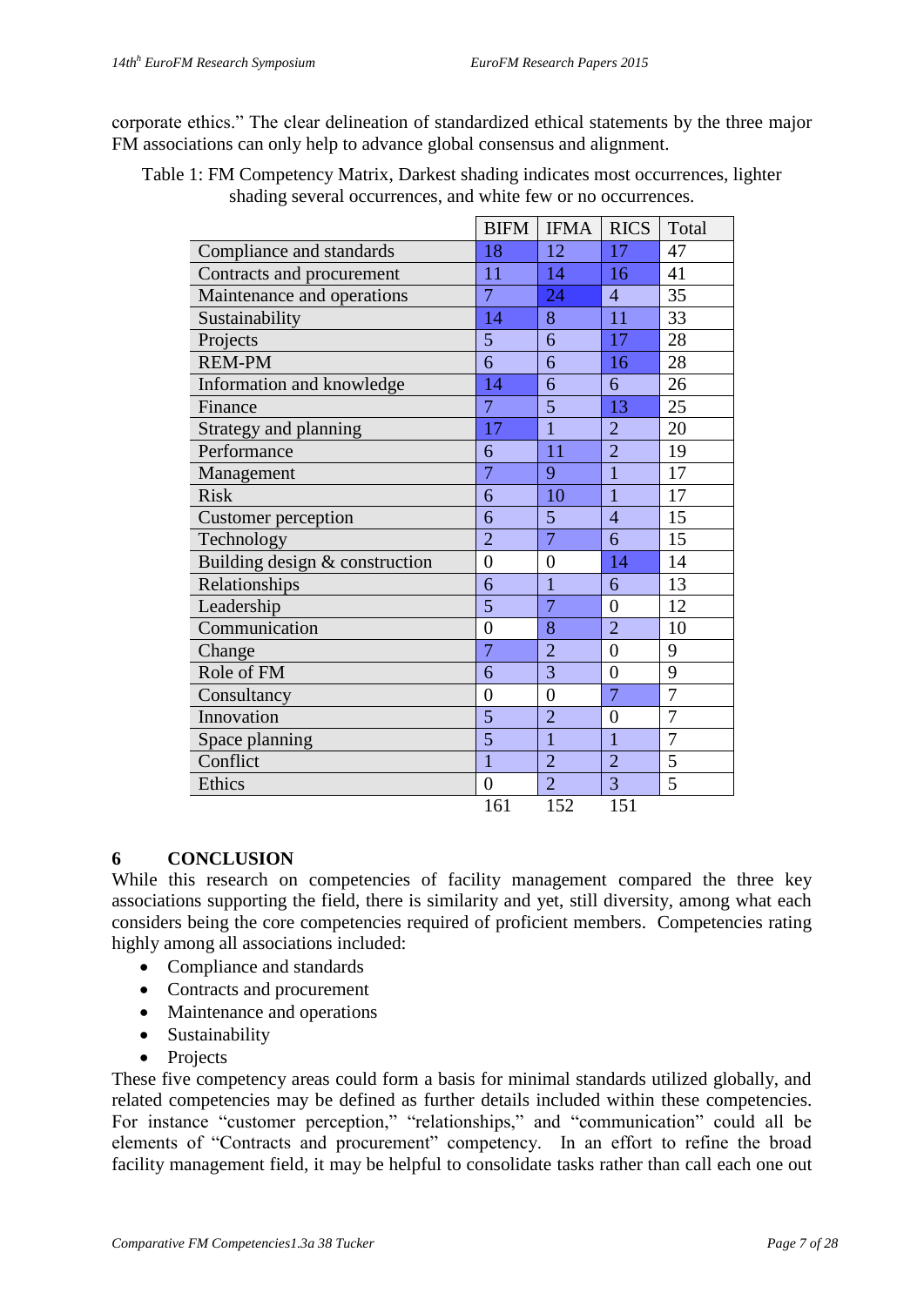corporate ethics." The clear delineation of standardized ethical statements by the three major FM associations can only help to advance global consensus and alignment.

Table 1: FM Competency Matrix, Darkest shading indicates most occurrences, lighter shading several occurrences, and white few or no occurrences.

| | BIFM | IFMA | RICS | Total |
|---|---|---|---|---|
| Compliance and standards | 18 | 12 | 17 | 47 |
| Contracts and procurement | 11 | 14 | 16 | 41 |
| Maintenance and operations | 7 | 24 | 4 | 35 |
| Sustainability | 14 | 8 | 11 | 33 |
| Projects | 5 | 6 | 17 | 28 |
| REM-PM | 6 | 6 | 16 | 28 |
| Information and knowledge | 14 | 6 | 6 | 26 |
| Finance | 7 | 5 | 13 | 25 |
| Strategy and planning | 17 | 1 | 2 | 20 |
| Performance | 6 | 11 | 2 | 19 |
| Management | 7 | 9 | 1 | 17 |
| Risk | 6 | 10 | 1 | 17 |
| Customer perception | 6 | 5 | 4 | 15 |
| Technology | 2 | 7 | 6 | 15 |
| Building design & construction | 0 | 0 | 14 | 14 |
| Relationships | 6 | 1 | 6 | 13 |
| Leadership | 5 | 7 | 0 | 12 |
| Communication | 0 | 8 | 2 | 10 |
| Change | 7 | 2 | 0 | 9 |
| Role of FM | 6 | 3 | 0 | 9 |
| Consultancy | 0 | 0 | 7 | 7 |
| Innovation | 5 | 2 | 0 | 7 |
| Space planning | 5 | 1 | 1 | 7 |
| Conflict | 1 | 2 | 2 | 5 |
| Ethics | 0 | 2 | 3 | 5 |
| | 161 | 152 | 151 | |

## 6 CONCLUSION

While this research on competencies of facility management compared the three key associations supporting the field, there is similarity and yet, still diversity, among what each considers being the core competencies required of proficient members. Competencies rating highly among all associations included:

- Compliance and standards
- Contracts and procurement
- Maintenance and operations
- Sustainability
- Projects

These five competency areas could form a basis for minimal standards utilized globally, and related competencies may be defined as further details included within these competencies. For instance "customer perception," "relationships," and "communication" could all be elements of "Contracts and procurement" competency. In an effort to refine the broad facility management field, it may be helpful to consolidate tasks rather than call each one out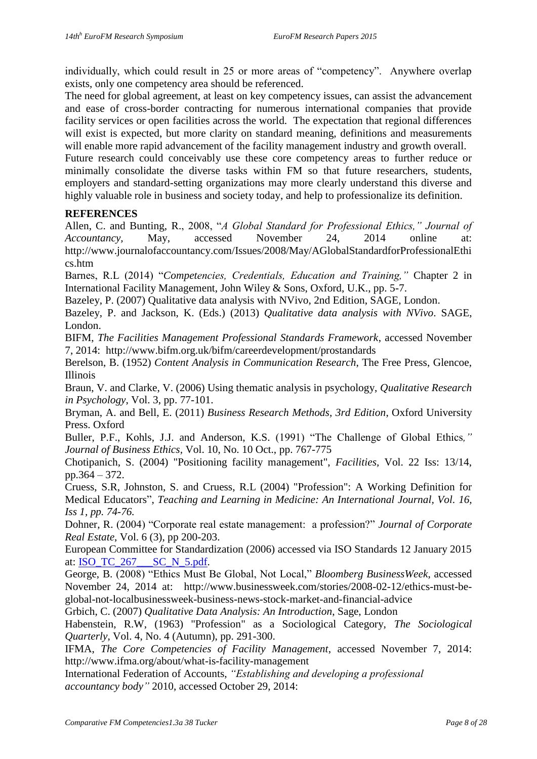individually, which could result in 25 or more areas of "competency". Anywhere overlap exists, only one competency area should be referenced.

The need for global agreement, at least on key competency issues, can assist the advancement and ease of cross-border contracting for numerous international companies that provide facility services or open facilities across the world. The expectation that regional differences will exist is expected, but more clarity on standard meaning, definitions and measurements will enable more rapid advancement of the facility management industry and growth overall.

Future research could conceivably use these core competency areas to further reduce or minimally consolidate the diverse tasks within FM so that future researchers, students, employers and standard-setting organizations may more clearly understand this diverse and highly valuable role in business and society today, and help to professionalize its definition.

## REFERENCES

Allen, C. and Bunting, R., 2008, "*A Global Standard for Professional Ethics," Journal of Accountancy,* May, accessed November 24, 2014 online at: http://www.journalofaccountancy.com/Issues/2008/May/AGlobalStandardforProfessionalEthics.htm

Barnes, R.L (2014) "*Competencies, Credentials, Education and Training,"* Chapter 2 in International Facility Management, John Wiley & Sons, Oxford, U.K., pp. 5-7.

Bazeley, P. (2007) Qualitative data analysis with NVivo, 2nd Edition, SAGE, London.

Bazeley, P. and Jackson, K. (Eds.) (2013) *Qualitative data analysis with NVivo*. SAGE, London.

BIFM, *The Facilities Management Professional Standards Framework*, accessed November 7, 2014: http://www.bifm.org.uk/bifm/careerdevelopment/prostandards

Berelson, B. (1952) *Content Analysis in Communication Research*, The Free Press, Glencoe, Illinois

Braun, V. and Clarke, V. (2006) Using thematic analysis in psychology, *Qualitative Research in Psychology*, Vol. 3, pp. 77-101.

Bryman, A. and Bell, E. (2011) *Business Research Methods, 3rd Edition*, Oxford University Press. Oxford

Buller, P.F., Kohls, J.J. and Anderson, K.S. (1991) "The Challenge of Global Ethics*," Journal of Business Ethics*, Vol. 10, No. 10 Oct., pp. 767-775

Chotipanich, S. (2004) "Positioning facility management", *Facilities*, Vol. 22 Iss: 13/14, pp.364 – 372.

Cruess, S.R, Johnston, S. and Cruess, R.L (2004) "Profession": A Working Definition for Medical Educators", *Teaching and Learning in Medicine: An International Journal, Vol. 16, Iss 1, pp. 74-76.*

Dohner, R. (2004) "Corporate real estate management: a profession?" *Journal of Corporate Real Estate*, Vol. 6 (3), pp 200-203.

European Committee for Standardization (2006) accessed via ISO Standards 12 January 2015 at: ISO_TC_267___SC_N_5.pdf.

George, B. (2008) "Ethics Must Be Global, Not Local," *Bloomberg BusinessWeek*, accessed November 24, 2014 at: http://www.businessweek.com/stories/2008-02-12/ethics-must-be-global-not-localbusinessweek-business-news-stock-market-and-financial-advice

Grbich, C. (2007) *Qualitative Data Analysis: An Introduction*, Sage, London

Habenstein, R.W, (1963) "Profession" as a Sociological Category, *The Sociological Quarterly*, Vol. 4, No. 4 (Autumn), pp. 291-300.

IFMA, *The Core Competencies of Facility Management*, accessed November 7, 2014: http://www.ifma.org/about/what-is-facility-management

International Federation of Accounts, *"Establishing and developing a professional accountancy body"* 2010, accessed October 29, 2014: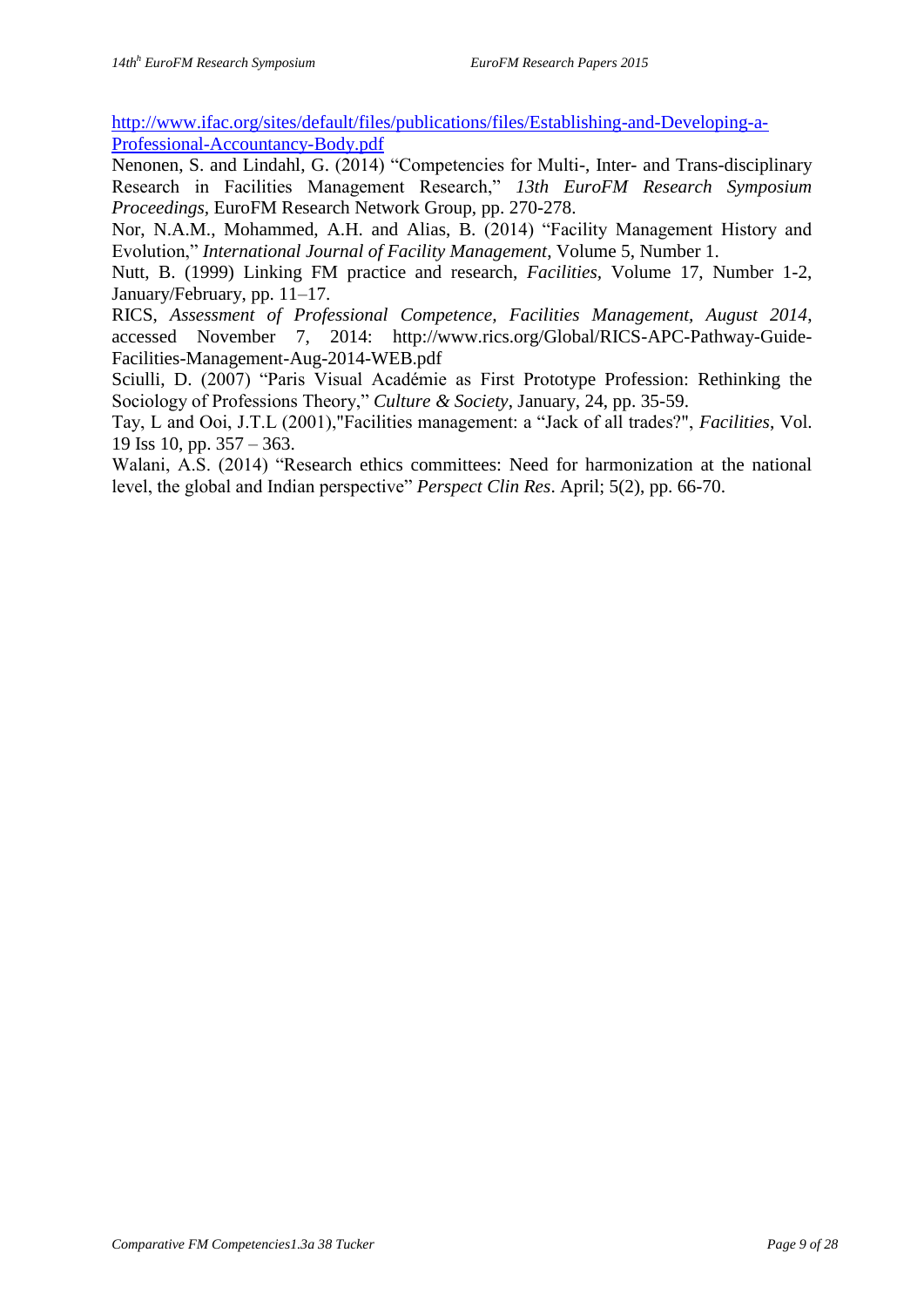[http://www.ifac.org/sites/default/files/publications/files/Establishing-and-Developing-a-Professional-Accountancy-Body.pdf](http://www.ifac.org/sites/default/files/publications/files/Establishing-and-Developing-a-Professional-Accountancy-Body.pdf)

Nenonen, S. and Lindahl, G. (2014) "Competencies for Multi-, Inter- and Trans-disciplinary Research in Facilities Management Research," *13th EuroFM Research Symposium Proceedings*, EuroFM Research Network Group, pp. 270-278.

Nor, N.A.M., Mohammed, A.H. and Alias, B. (2014) "Facility Management History and Evolution," *International Journal of Facility Management*, Volume 5, Number 1.

Nutt, B. (1999) Linking FM practice and research, *Facilities*, Volume 17, Number 1-2, January/February, pp. 11–17.

RICS, *Assessment of Professional Competence, Facilities Management, August 2014*, accessed November 7, 2014: http://www.rics.org/Global/RICS-APC-Pathway-Guide-Facilities-Management-Aug-2014-WEB.pdf

Sciulli, D. (2007) "Paris Visual Académie as First Prototype Profession: Rethinking the Sociology of Professions Theory," *Culture & Society*, January, 24, pp. 35-59.

Tay, L and Ooi, J.T.L (2001),"Facilities management: a "Jack of all trades?", *Facilities*, Vol. 19 Iss 10, pp. 357 – 363.

Walani, A.S. (2014) "Research ethics committees: Need for harmonization at the national level, the global and Indian perspective" *Perspect Clin Res*. April; 5(2), pp. 66-70.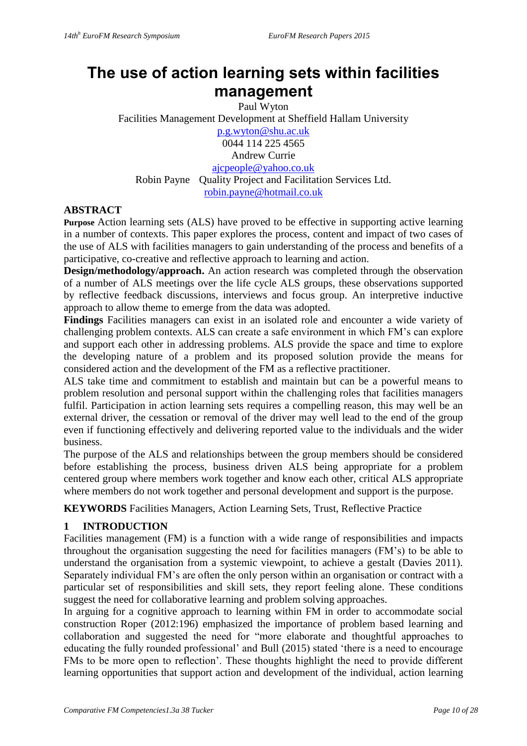# The use of action learning sets within facilities management

Paul Wyton
Facilities Management Development at Sheffield Hallam University
p.g.wyton@shu.ac.uk
0044 114 225 4565
Andrew Currie
ajcpeople@yahoo.co.uk
Robin Payne Quality Project and Facilitation Services Ltd.
robin.payne@hotmail.co.uk

## ABSTRACT

**Purpose** Action learning sets (ALS) have proved to be effective in supporting active learning in a number of contexts. This paper explores the process, content and impact of two cases of the use of ALS with facilities managers to gain understanding of the process and benefits of a participative, co-creative and reflective approach to learning and action.

**Design/methodology/approach.** An action research was completed through the observation of a number of ALS meetings over the life cycle ALS groups, these observations supported by reflective feedback discussions, interviews and focus group. An interpretive inductive approach to allow theme to emerge from the data was adopted.

**Findings** Facilities managers can exist in an isolated role and encounter a wide variety of challenging problem contexts. ALS can create a safe environment in which FM's can explore and support each other in addressing problems. ALS provide the space and time to explore the developing nature of a problem and its proposed solution provide the means for considered action and the development of the FM as a reflective practitioner.

ALS take time and commitment to establish and maintain but can be a powerful means to problem resolution and personal support within the challenging roles that facilities managers fulfil. Participation in action learning sets requires a compelling reason, this may well be an external driver, the cessation or removal of the driver may well lead to the end of the group even if functioning effectively and delivering reported value to the individuals and the wider business.

The purpose of the ALS and relationships between the group members should be considered before establishing the process, business driven ALS being appropriate for a problem centered group where members work together and know each other, critical ALS appropriate where members do not work together and personal development and support is the purpose.

**KEYWORDS** Facilities Managers, Action Learning Sets, Trust, Reflective Practice

## 1 INTRODUCTION

Facilities management (FM) is a function with a wide range of responsibilities and impacts throughout the organisation suggesting the need for facilities managers (FM's) to be able to understand the organisation from a systemic viewpoint, to achieve a gestalt (Davies 2011). Separately individual FM's are often the only person within an organisation or contract with a particular set of responsibilities and skill sets, they report feeling alone. These conditions suggest the need for collaborative learning and problem solving approaches.

In arguing for a cognitive approach to learning within FM in order to accommodate social construction Roper (2012:196) emphasized the importance of problem based learning and collaboration and suggested the need for "more elaborate and thoughtful approaches to educating the fully rounded professional' and Bull (2015) stated 'there is a need to encourage FMs to be more open to reflection'. These thoughts highlight the need to provide different learning opportunities that support action and development of the individual, action learning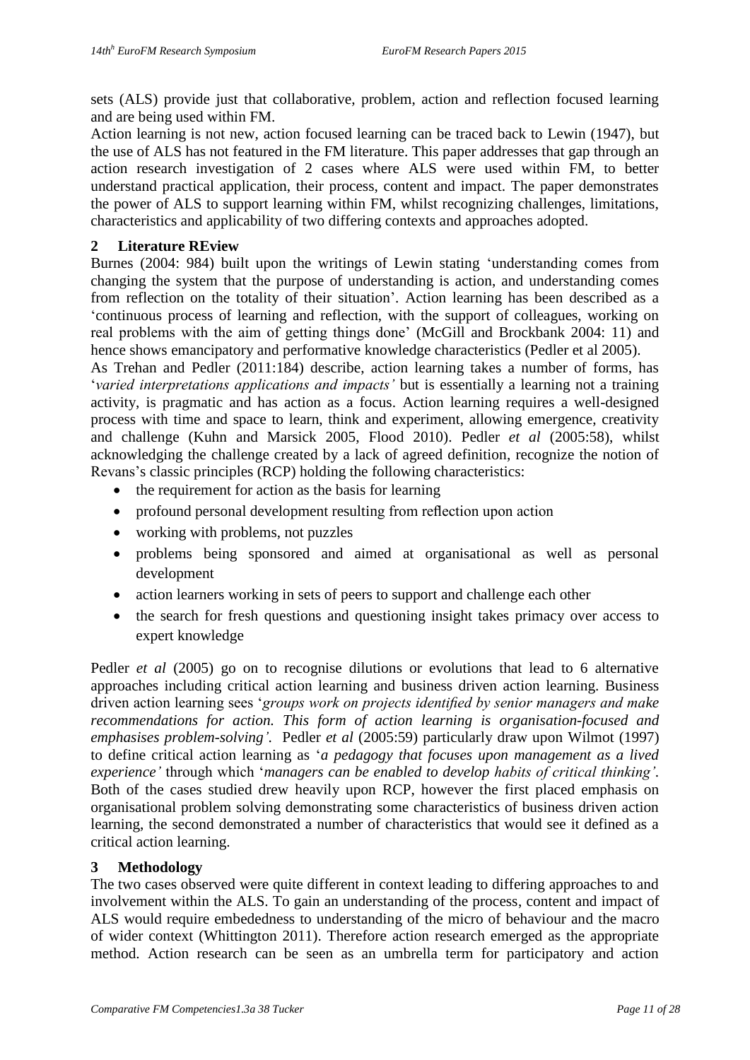sets (ALS) provide just that collaborative, problem, action and reflection focused learning and are being used within FM.

Action learning is not new, action focused learning can be traced back to Lewin (1947), but the use of ALS has not featured in the FM literature. This paper addresses that gap through an action research investigation of 2 cases where ALS were used within FM, to better understand practical application, their process, content and impact. The paper demonstrates the power of ALS to support learning within FM, whilst recognizing challenges, limitations, characteristics and applicability of two differing contexts and approaches adopted.

## 2 Literature REview

Burnes (2004: 984) built upon the writings of Lewin stating 'understanding comes from changing the system that the purpose of understanding is action, and understanding comes from reflection on the totality of their situation'. Action learning has been described as a 'continuous process of learning and reflection, with the support of colleagues, working on real problems with the aim of getting things done' (McGill and Brockbank 2004: 11) and hence shows emancipatory and performative knowledge characteristics (Pedler et al 2005).

As Trehan and Pedler (2011:184) describe, action learning takes a number of forms, has '*varied interpretations applications and impacts'* but is essentially a learning not a training activity, is pragmatic and has action as a focus. Action learning requires a well-designed process with time and space to learn, think and experiment, allowing emergence, creativity and challenge (Kuhn and Marsick 2005, Flood 2010). Pedler *et al* (2005:58), whilst acknowledging the challenge created by a lack of agreed definition, recognize the notion of Revans's classic principles (RCP) holding the following characteristics:

- the requirement for action as the basis for learning
- profound personal development resulting from reflection upon action
- working with problems, not puzzles
- problems being sponsored and aimed at organisational as well as personal development
- action learners working in sets of peers to support and challenge each other
- the search for fresh questions and questioning insight takes primacy over access to expert knowledge

Pedler *et al* (2005) go on to recognise dilutions or evolutions that lead to 6 alternative approaches including critical action learning and business driven action learning. Business driven action learning sees '*groups work on projects identified by senior managers and make recommendations for action. This form of action learning is organisation-focused and emphasises problem-solving'.* Pedler *et al* (2005:59) particularly draw upon Wilmot (1997) to define critical action learning as '*a pedagogy that focuses upon management as a lived experience'* through which '*managers can be enabled to develop habits of critical thinking'.* Both of the cases studied drew heavily upon RCP, however the first placed emphasis on organisational problem solving demonstrating some characteristics of business driven action learning, the second demonstrated a number of characteristics that would see it defined as a critical action learning.

## 3 Methodology

The two cases observed were quite different in context leading to differing approaches to and involvement within the ALS. To gain an understanding of the process, content and impact of ALS would require embededness to understanding of the micro of behaviour and the macro of wider context (Whittington 2011). Therefore action research emerged as the appropriate method. Action research can be seen as an umbrella term for participatory and action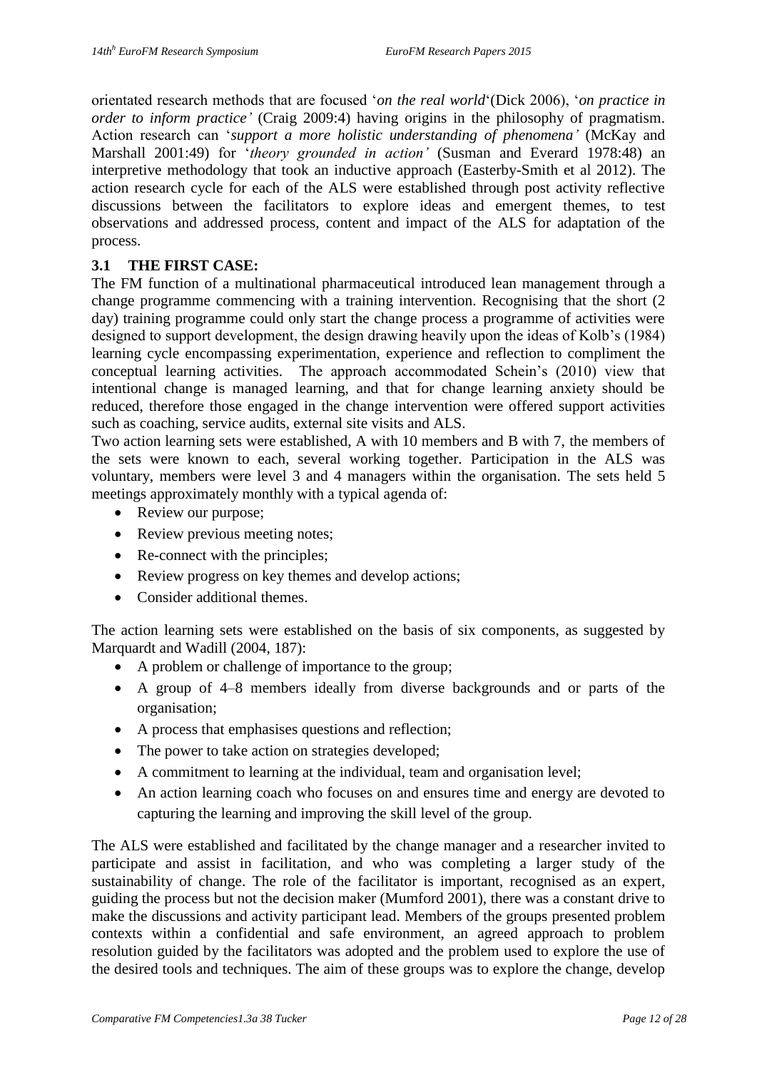orientated research methods that are focused '*on the real world*'(Dick 2006), '*on practice in order to inform practice'* (Craig 2009:4) having origins in the philosophy of pragmatism. Action research can '*support a more holistic understanding of phenomena'* (McKay and Marshall 2001:49) for '*theory grounded in action'* (Susman and Everard 1978:48) an interpretive methodology that took an inductive approach (Easterby-Smith et al 2012). The action research cycle for each of the ALS were established through post activity reflective discussions between the facilitators to explore ideas and emergent themes, to test observations and addressed process, content and impact of the ALS for adaptation of the process.

### 3.1 THE FIRST CASE:

The FM function of a multinational pharmaceutical introduced lean management through a change programme commencing with a training intervention. Recognising that the short (2 day) training programme could only start the change process a programme of activities were designed to support development, the design drawing heavily upon the ideas of Kolb's (1984) learning cycle encompassing experimentation, experience and reflection to compliment the conceptual learning activities. The approach accommodated Schein's (2010) view that intentional change is managed learning, and that for change learning anxiety should be reduced, therefore those engaged in the change intervention were offered support activities such as coaching, service audits, external site visits and ALS.

Two action learning sets were established, A with 10 members and B with 7, the members of the sets were known to each, several working together. Participation in the ALS was voluntary, members were level 3 and 4 managers within the organisation. The sets held 5 meetings approximately monthly with a typical agenda of:

- Review our purpose;
- Review previous meeting notes;
- Re-connect with the principles;
- Review progress on key themes and develop actions;
- Consider additional themes.

The action learning sets were established on the basis of six components, as suggested by Marquardt and Wadill (2004, 187):

- A problem or challenge of importance to the group;
- A group of 4–8 members ideally from diverse backgrounds and or parts of the organisation;
- A process that emphasises questions and reflection;
- The power to take action on strategies developed;
- A commitment to learning at the individual, team and organisation level;
- An action learning coach who focuses on and ensures time and energy are devoted to capturing the learning and improving the skill level of the group.

The ALS were established and facilitated by the change manager and a researcher invited to participate and assist in facilitation, and who was completing a larger study of the sustainability of change. The role of the facilitator is important, recognised as an expert, guiding the process but not the decision maker (Mumford 2001), there was a constant drive to make the discussions and activity participant lead. Members of the groups presented problem contexts within a confidential and safe environment, an agreed approach to problem resolution guided by the facilitators was adopted and the problem used to explore the use of the desired tools and techniques. The aim of these groups was to explore the change, develop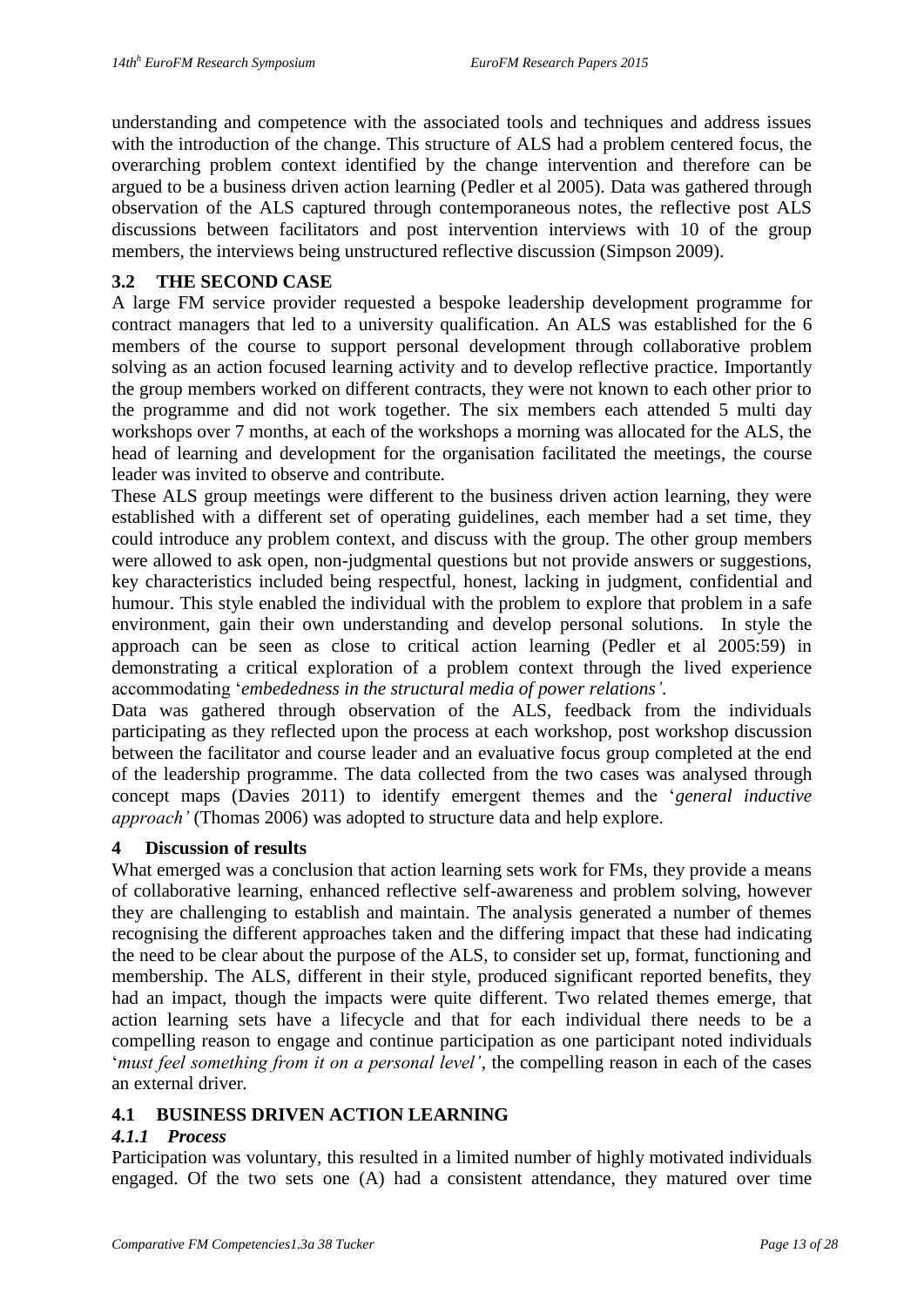understanding and competence with the associated tools and techniques and address issues with the introduction of the change. This structure of ALS had a problem centered focus, the overarching problem context identified by the change intervention and therefore can be argued to be a business driven action learning (Pedler et al 2005). Data was gathered through observation of the ALS captured through contemporaneous notes, the reflective post ALS discussions between facilitators and post intervention interviews with 10 of the group members, the interviews being unstructured reflective discussion (Simpson 2009).

## 3.2 THE SECOND CASE

A large FM service provider requested a bespoke leadership development programme for contract managers that led to a university qualification. An ALS was established for the 6 members of the course to support personal development through collaborative problem solving as an action focused learning activity and to develop reflective practice. Importantly the group members worked on different contracts, they were not known to each other prior to the programme and did not work together. The six members each attended 5 multi day workshops over 7 months, at each of the workshops a morning was allocated for the ALS, the head of learning and development for the organisation facilitated the meetings, the course leader was invited to observe and contribute.

These ALS group meetings were different to the business driven action learning, they were established with a different set of operating guidelines, each member had a set time, they could introduce any problem context, and discuss with the group. The other group members were allowed to ask open, non-judgmental questions but not provide answers or suggestions, key characteristics included being respectful, honest, lacking in judgment, confidential and humour. This style enabled the individual with the problem to explore that problem in a safe environment, gain their own understanding and develop personal solutions. In style the approach can be seen as close to critical action learning (Pedler et al 2005:59) in demonstrating a critical exploration of a problem context through the lived experience accommodating '*embededness in the structural media of power relations'*.

Data was gathered through observation of the ALS, feedback from the individuals participating as they reflected upon the process at each workshop, post workshop discussion between the facilitator and course leader and an evaluative focus group completed at the end of the leadership programme. The data collected from the two cases was analysed through concept maps (Davies 2011) to identify emergent themes and the '*general inductive approach'* (Thomas 2006) was adopted to structure data and help explore.

# 4 Discussion of results

What emerged was a conclusion that action learning sets work for FMs, they provide a means of collaborative learning, enhanced reflective self-awareness and problem solving, however they are challenging to establish and maintain. The analysis generated a number of themes recognising the different approaches taken and the differing impact that these had indicating the need to be clear about the purpose of the ALS, to consider set up, format, functioning and membership. The ALS, different in their style, produced significant reported benefits, they had an impact, though the impacts were quite different. Two related themes emerge, that action learning sets have a lifecycle and that for each individual there needs to be a compelling reason to engage and continue participation as one participant noted individuals '*must feel something from it on a personal level'*, the compelling reason in each of the cases an external driver.

## 4.1 BUSINESS DRIVEN ACTION LEARNING

### *4.1.1 Process*

Participation was voluntary, this resulted in a limited number of highly motivated individuals engaged. Of the two sets one (A) had a consistent attendance, they matured over time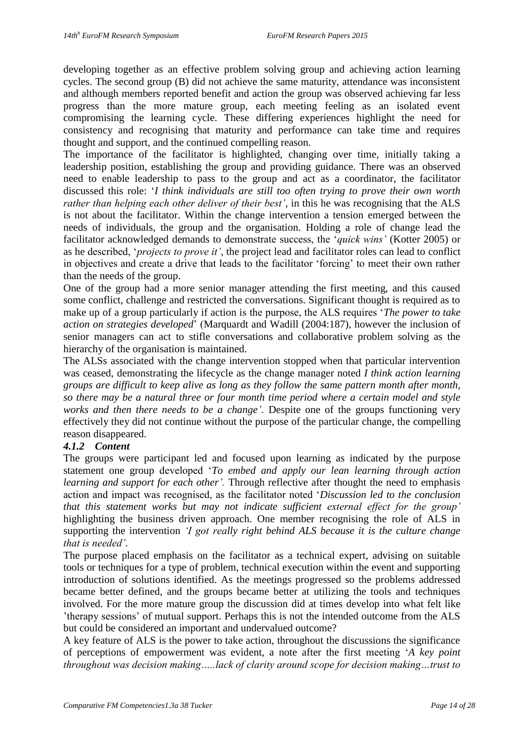developing together as an effective problem solving group and achieving action learning cycles. The second group (B) did not achieve the same maturity, attendance was inconsistent and although members reported benefit and action the group was observed achieving far less progress than the more mature group, each meeting feeling as an isolated event compromising the learning cycle. These differing experiences highlight the need for consistency and recognising that maturity and performance can take time and requires thought and support, and the continued compelling reason.

The importance of the facilitator is highlighted, changing over time, initially taking a leadership position, establishing the group and providing guidance. There was an observed need to enable leadership to pass to the group and act as a coordinator, the facilitator discussed this role: '*I think individuals are still too often trying to prove their own worth rather than helping each other deliver of their best'*, in this he was recognising that the ALS is not about the facilitator. Within the change intervention a tension emerged between the needs of individuals, the group and the organisation. Holding a role of change lead the facilitator acknowledged demands to demonstrate success, the '*quick wins'* (Kotter 2005) or as he described, '*projects to prove it'*, the project lead and facilitator roles can lead to conflict in objectives and create a drive that leads to the facilitator 'forcing' to meet their own rather than the needs of the group.

One of the group had a more senior manager attending the first meeting, and this caused some conflict, challenge and restricted the conversations. Significant thought is required as to make up of a group particularly if action is the purpose, the ALS requires '*The power to take action on strategies developed*' (Marquardt and Wadill (2004:187), however the inclusion of senior managers can act to stifle conversations and collaborative problem solving as the hierarchy of the organisation is maintained.

The ALSs associated with the change intervention stopped when that particular intervention was ceased, demonstrating the lifecycle as the change manager noted *I think action learning groups are difficult to keep alive as long as they follow the same pattern month after month, so there may be a natural three or four month time period where a certain model and style works and then there needs to be a change'*. Despite one of the groups functioning very effectively they did not continue without the purpose of the particular change, the compelling reason disappeared.

#### *4.1.2 Content*

The groups were participant led and focused upon learning as indicated by the purpose statement one group developed '*To embed and apply our lean learning through action learning and support for each other'.* Through reflective after thought the need to emphasis action and impact was recognised, as the facilitator noted '*Discussion led to the conclusion that this statement works but may not indicate sufficient external effect for the group'* highlighting the business driven approach. One member recognising the role of ALS in supporting the intervention *'I got really right behind ALS because it is the culture change that is needed'*.

The purpose placed emphasis on the facilitator as a technical expert, advising on suitable tools or techniques for a type of problem, technical execution within the event and supporting introduction of solutions identified. As the meetings progressed so the problems addressed became better defined, and the groups became better at utilizing the tools and techniques involved. For the more mature group the discussion did at times develop into what felt like 'therapy sessions' of mutual support. Perhaps this is not the intended outcome from the ALS but could be considered an important and undervalued outcome?

A key feature of ALS is the power to take action, throughout the discussions the significance of perceptions of empowerment was evident, a note after the first meeting '*A key point throughout was decision making…..lack of clarity around scope for decision making…trust to*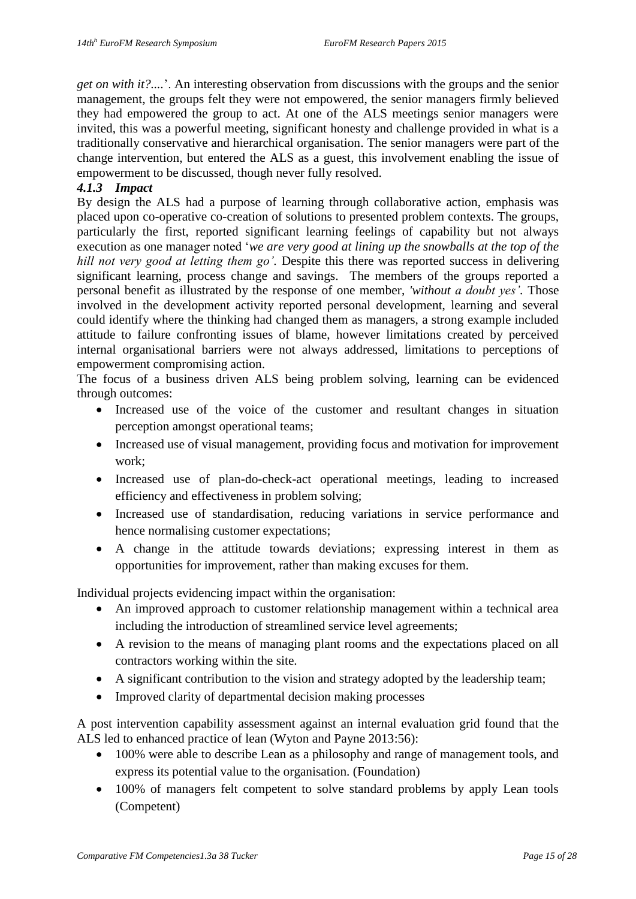*get on with it?....*'. An interesting observation from discussions with the groups and the senior management, the groups felt they were not empowered, the senior managers firmly believed they had empowered the group to act. At one of the ALS meetings senior managers were invited, this was a powerful meeting, significant honesty and challenge provided in what is a traditionally conservative and hierarchical organisation. The senior managers were part of the change intervention, but entered the ALS as a guest, this involvement enabling the issue of empowerment to be discussed, though never fully resolved.

#### *4.1.3 Impact*

By design the ALS had a purpose of learning through collaborative action, emphasis was placed upon co-operative co-creation of solutions to presented problem contexts. The groups, particularly the first, reported significant learning feelings of capability but not always execution as one manager noted '*we are very good at lining up the snowballs at the top of the hill not very good at letting them go'*. Despite this there was reported success in delivering significant learning, process change and savings. The members of the groups reported a personal benefit as illustrated by the response of one member, *'without a doubt yes'*. Those involved in the development activity reported personal development, learning and several could identify where the thinking had changed them as managers, a strong example included attitude to failure confronting issues of blame, however limitations created by perceived internal organisational barriers were not always addressed, limitations to perceptions of empowerment compromising action.

The focus of a business driven ALS being problem solving, learning can be evidenced through outcomes:

- Increased use of the voice of the customer and resultant changes in situation perception amongst operational teams;
- Increased use of visual management, providing focus and motivation for improvement work;
- Increased use of plan-do-check-act operational meetings, leading to increased efficiency and effectiveness in problem solving;
- Increased use of standardisation, reducing variations in service performance and hence normalising customer expectations;
- A change in the attitude towards deviations; expressing interest in them as opportunities for improvement, rather than making excuses for them.

Individual projects evidencing impact within the organisation:

- An improved approach to customer relationship management within a technical area including the introduction of streamlined service level agreements;
- A revision to the means of managing plant rooms and the expectations placed on all contractors working within the site.
- A significant contribution to the vision and strategy adopted by the leadership team;
- Improved clarity of departmental decision making processes

A post intervention capability assessment against an internal evaluation grid found that the ALS led to enhanced practice of lean (Wyton and Payne 2013:56):

- 100% were able to describe Lean as a philosophy and range of management tools, and express its potential value to the organisation. (Foundation)
- 100% of managers felt competent to solve standard problems by apply Lean tools (Competent)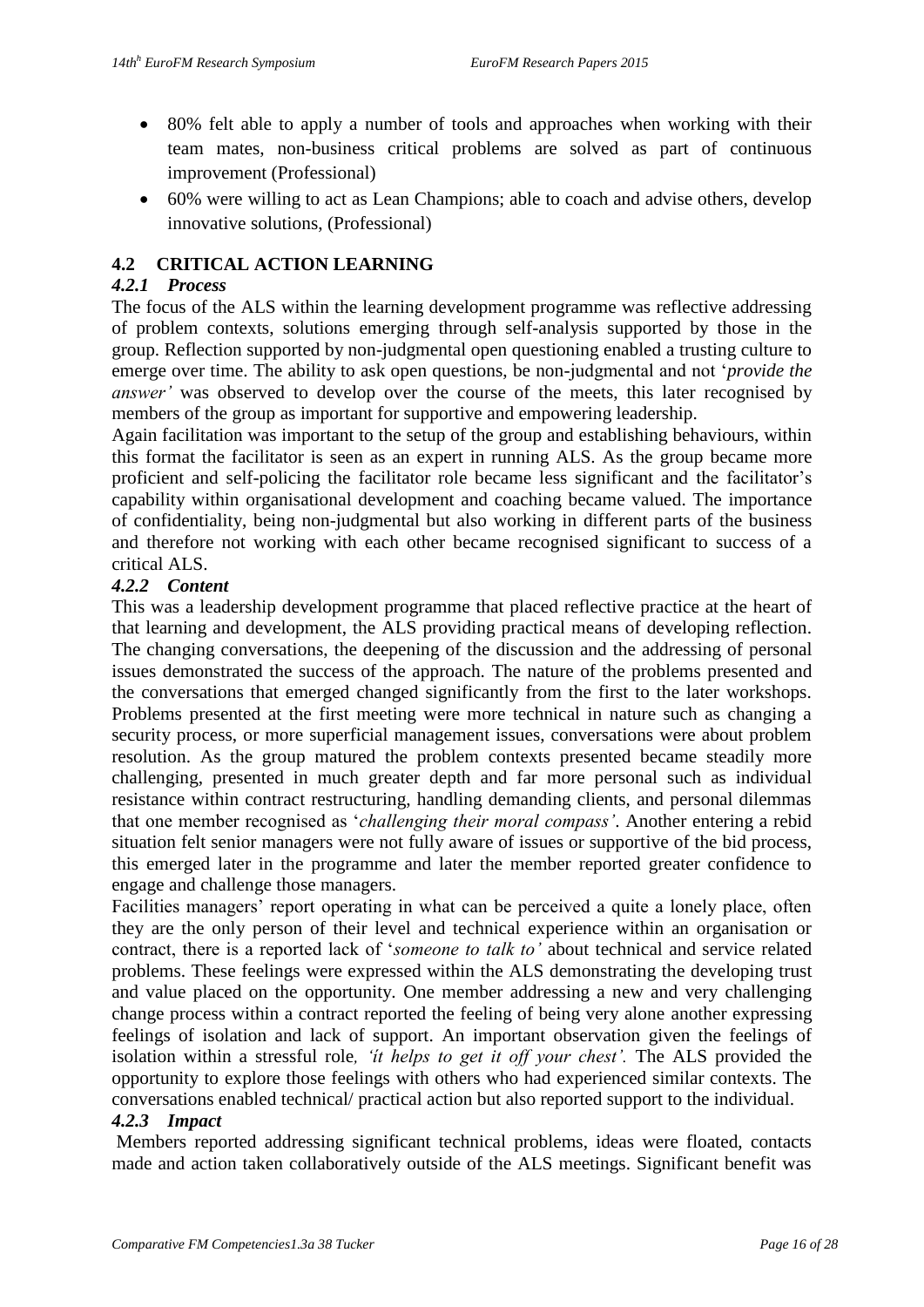- 80% felt able to apply a number of tools and approaches when working with their team mates, non-business critical problems are solved as part of continuous improvement (Professional)
- 60% were willing to act as Lean Champions; able to coach and advise others, develop innovative solutions, (Professional)

## 4.2 CRITICAL ACTION LEARNING

### *4.2.1 Process*

The focus of the ALS within the learning development programme was reflective addressing of problem contexts, solutions emerging through self-analysis supported by those in the group. Reflection supported by non-judgmental open questioning enabled a trusting culture to emerge over time. The ability to ask open questions, be non-judgmental and not '*provide the answer'* was observed to develop over the course of the meets, this later recognised by members of the group as important for supportive and empowering leadership.

Again facilitation was important to the setup of the group and establishing behaviours, within this format the facilitator is seen as an expert in running ALS. As the group became more proficient and self-policing the facilitator role became less significant and the facilitator's capability within organisational development and coaching became valued. The importance of confidentiality, being non-judgmental but also working in different parts of the business and therefore not working with each other became recognised significant to success of a critical ALS.

### *4.2.2 Content*

This was a leadership development programme that placed reflective practice at the heart of that learning and development, the ALS providing practical means of developing reflection. The changing conversations, the deepening of the discussion and the addressing of personal issues demonstrated the success of the approach. The nature of the problems presented and the conversations that emerged changed significantly from the first to the later workshops. Problems presented at the first meeting were more technical in nature such as changing a security process, or more superficial management issues, conversations were about problem resolution. As the group matured the problem contexts presented became steadily more challenging, presented in much greater depth and far more personal such as individual resistance within contract restructuring, handling demanding clients, and personal dilemmas that one member recognised as '*challenging their moral compass'*. Another entering a rebid situation felt senior managers were not fully aware of issues or supportive of the bid process, this emerged later in the programme and later the member reported greater confidence to engage and challenge those managers.

Facilities managers' report operating in what can be perceived a quite a lonely place, often they are the only person of their level and technical experience within an organisation or contract, there is a reported lack of '*someone to talk to'* about technical and service related problems. These feelings were expressed within the ALS demonstrating the developing trust and value placed on the opportunity. One member addressing a new and very challenging change process within a contract reported the feeling of being very alone another expressing feelings of isolation and lack of support. An important observation given the feelings of isolation within a stressful role*, 'it helps to get it off your chest'.* The ALS provided the opportunity to explore those feelings with others who had experienced similar contexts. The conversations enabled technical/ practical action but also reported support to the individual.

### *4.2.3 Impact*

Members reported addressing significant technical problems, ideas were floated, contacts made and action taken collaboratively outside of the ALS meetings. Significant benefit was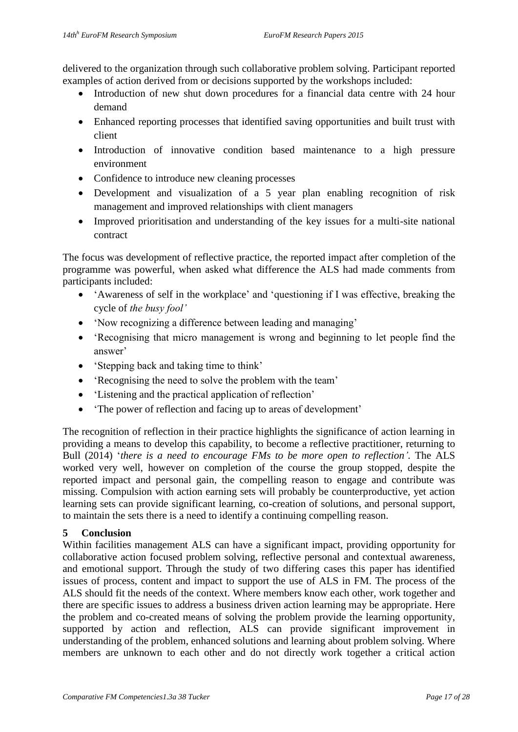delivered to the organization through such collaborative problem solving. Participant reported examples of action derived from or decisions supported by the workshops included:

- Introduction of new shut down procedures for a financial data centre with 24 hour demand
- Enhanced reporting processes that identified saving opportunities and built trust with client
- Introduction of innovative condition based maintenance to a high pressure environment
- Confidence to introduce new cleaning processes
- Development and visualization of a 5 year plan enabling recognition of risk management and improved relationships with client managers
- Improved prioritisation and understanding of the key issues for a multi-site national contract

The focus was development of reflective practice, the reported impact after completion of the programme was powerful, when asked what difference the ALS had made comments from participants included:

- 'Awareness of self in the workplace' and 'questioning if I was effective, breaking the cycle of *the busy fool'*
- 'Now recognizing a difference between leading and managing'
- 'Recognising that micro management is wrong and beginning to let people find the answer'
- 'Stepping back and taking time to think'
- 'Recognising the need to solve the problem with the team'
- 'Listening and the practical application of reflection'
- 'The power of reflection and facing up to areas of development'

The recognition of reflection in their practice highlights the significance of action learning in providing a means to develop this capability, to become a reflective practitioner, returning to Bull (2014) '*there is a need to encourage FMs to be more open to reflection'*. The ALS worked very well, however on completion of the course the group stopped, despite the reported impact and personal gain, the compelling reason to engage and contribute was missing. Compulsion with action earning sets will probably be counterproductive, yet action learning sets can provide significant learning, co-creation of solutions, and personal support, to maintain the sets there is a need to identify a continuing compelling reason.

## 5 Conclusion

Within facilities management ALS can have a significant impact, providing opportunity for collaborative action focused problem solving, reflective personal and contextual awareness, and emotional support. Through the study of two differing cases this paper has identified issues of process, content and impact to support the use of ALS in FM. The process of the ALS should fit the needs of the context. Where members know each other, work together and there are specific issues to address a business driven action learning may be appropriate. Here the problem and co-created means of solving the problem provide the learning opportunity, supported by action and reflection, ALS can provide significant improvement in understanding of the problem, enhanced solutions and learning about problem solving. Where members are unknown to each other and do not directly work together a critical action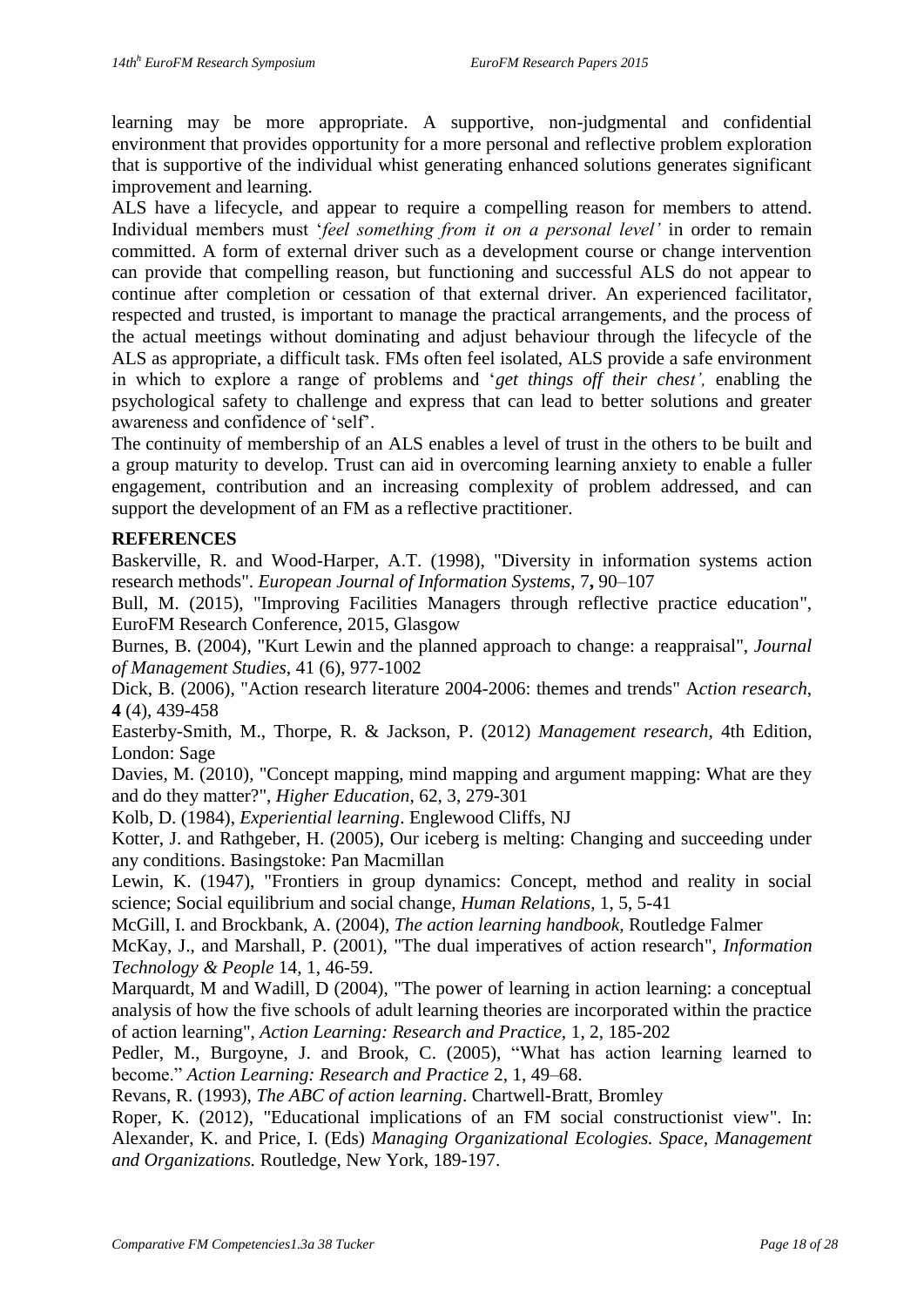learning may be more appropriate. A supportive, non-judgmental and confidential environment that provides opportunity for a more personal and reflective problem exploration that is supportive of the individual whist generating enhanced solutions generates significant improvement and learning.

ALS have a lifecycle, and appear to require a compelling reason for members to attend. Individual members must '*feel something from it on a personal level'* in order to remain committed. A form of external driver such as a development course or change intervention can provide that compelling reason, but functioning and successful ALS do not appear to continue after completion or cessation of that external driver. An experienced facilitator, respected and trusted, is important to manage the practical arrangements, and the process of the actual meetings without dominating and adjust behaviour through the lifecycle of the ALS as appropriate, a difficult task. FMs often feel isolated, ALS provide a safe environment in which to explore a range of problems and '*get things off their chest',* enabling the psychological safety to challenge and express that can lead to better solutions and greater awareness and confidence of 'self'.

The continuity of membership of an ALS enables a level of trust in the others to be built and a group maturity to develop. Trust can aid in overcoming learning anxiety to enable a fuller engagement, contribution and an increasing complexity of problem addressed, and can support the development of an FM as a reflective practitioner.

## REFERENCES

Baskerville, R. and Wood-Harper, A.T. (1998), "Diversity in information systems action research methods". *European Journal of Information Systems*, 7**,** 90–107

Bull, M. (2015), "Improving Facilities Managers through reflective practice education", EuroFM Research Conference, 2015, Glasgow

Burnes, B. (2004), "Kurt Lewin and the planned approach to change: a reappraisal", *Journal of Management Studies*, 41 (6), 977-1002

Dick, B. (2006), "Action research literature 2004-2006: themes and trends" A*ction research*, **4** (4), 439-458

Easterby-Smith, M., Thorpe, R. & Jackson, P. (2012) *Management research,* 4th Edition, London: Sage

Davies, M. (2010), "Concept mapping, mind mapping and argument mapping: What are they and do they matter?", *Higher Education*, 62, 3, 279-301

Kolb, D. (1984), *Experiential learning*. Englewood Cliffs, NJ

Kotter, J. and Rathgeber, H. (2005), Our iceberg is melting: Changing and succeeding under any conditions. Basingstoke: Pan Macmillan

Lewin, K. (1947), "Frontiers in group dynamics: Concept, method and reality in social science; Social equilibrium and social change, *Human Relations*, 1, 5, 5-41

McGill, I. and Brockbank, A. (2004), *The action learning handbook*, Routledge Falmer

McKay, J., and Marshall, P. (2001), "The dual imperatives of action research", *Information Technology & People* 14, 1, 46-59.

Marquardt, M and Wadill, D (2004), "The power of learning in action learning: a conceptual analysis of how the five schools of adult learning theories are incorporated within the practice of action learning", *Action Learning: Research and Practice*, 1, 2, 185-202

Pedler, M., Burgoyne, J. and Brook, C. (2005), "What has action learning learned to become." *Action Learning: Research and Practice* 2, 1, 49–68.

Revans, R. (1993), *The ABC of action learning*. Chartwell-Bratt, Bromley

Roper, K. (2012), "Educational implications of an FM social constructionist view". In: Alexander, K. and Price, I. (Eds) *Managing Organizational Ecologies. Space, Management and Organizations.* Routledge, New York, 189-197.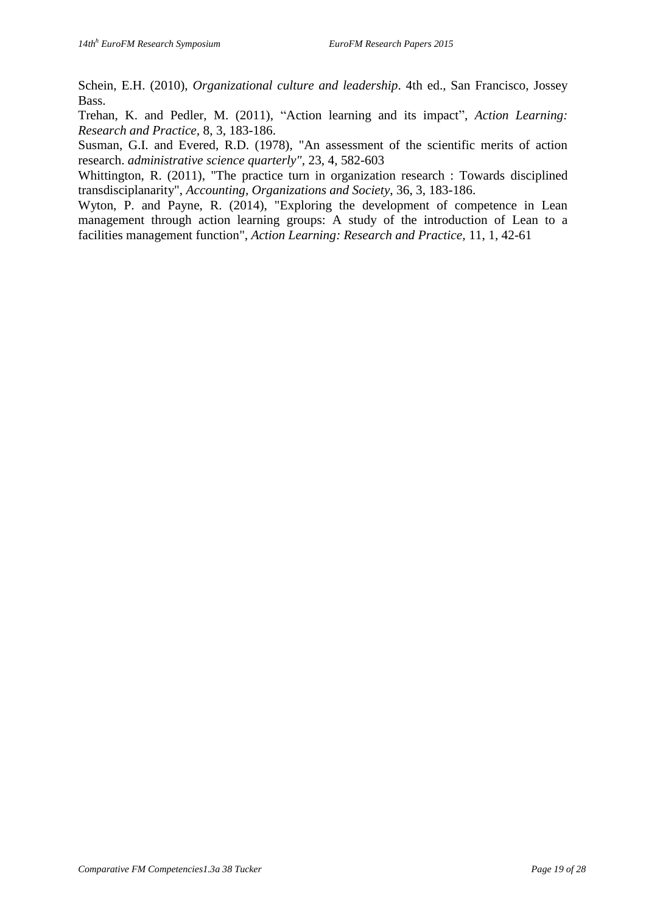Schein, E.H. (2010), *Organizational culture and leadership*. 4th ed., San Francisco, Jossey Bass.

Trehan, K. and Pedler, M. (2011), "Action learning and its impact", *Action Learning: Research and Practice*, 8, 3, 183-186.

Susman, G.I. and Evered, R.D. (1978), "An assessment of the scientific merits of action research. *administrative science quarterly"*, 23, 4, 582-603

Whittington, R. (2011), "The practice turn in organization research : Towards disciplined transdisciplanarity", *Accounting, Organizations and Society*, 36, 3, 183-186.

Wyton, P. and Payne, R. (2014), "Exploring the development of competence in Lean management through action learning groups: A study of the introduction of Lean to a facilities management function", *Action Learning: Research and Practice*, 11, 1, 42-61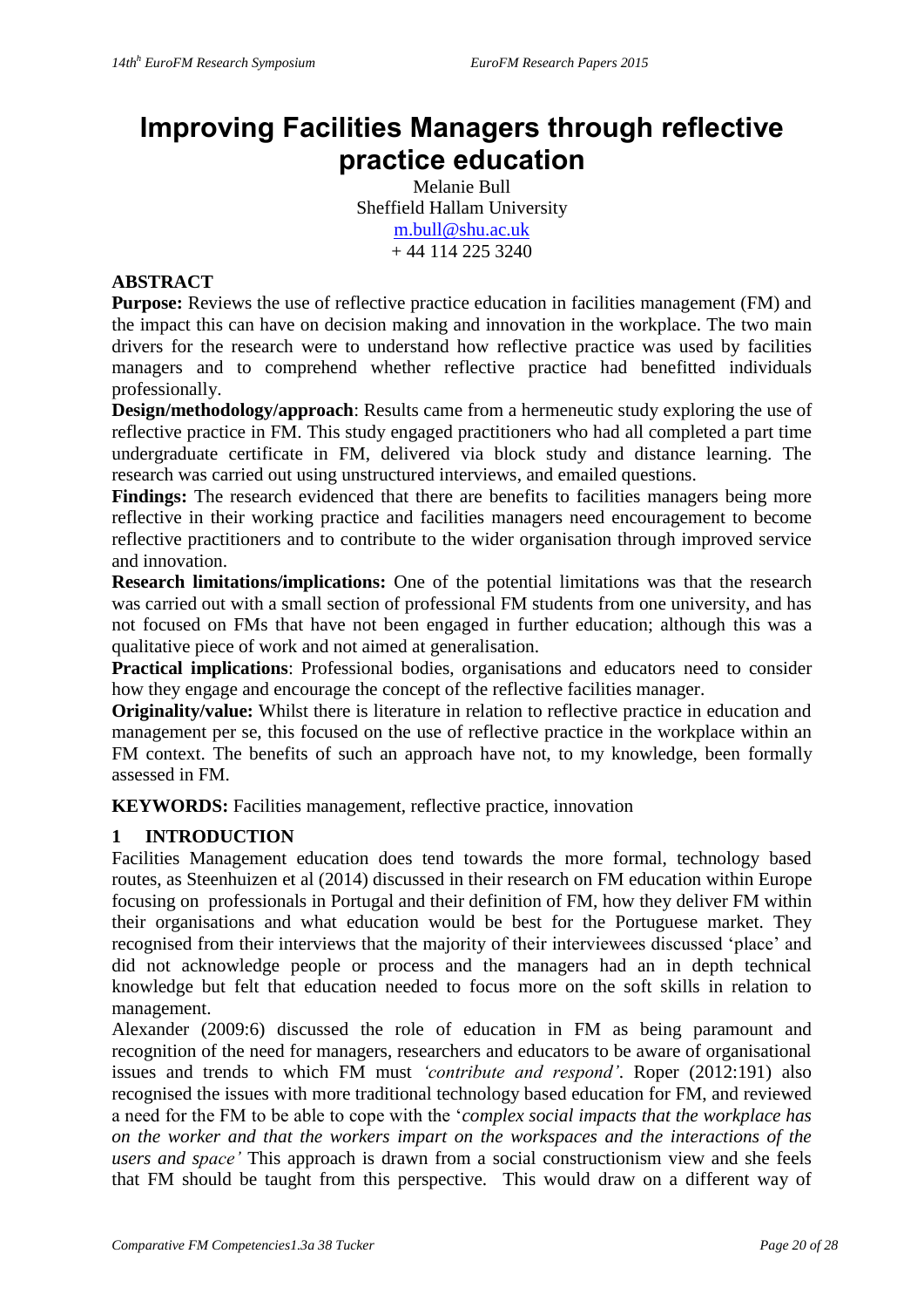# Improving Facilities Managers through reflective practice education

Melanie Bull
Sheffield Hallam University
m.bull@shu.ac.uk
+ 44 114 225 3240

## ABSTRACT

**Purpose:** Reviews the use of reflective practice education in facilities management (FM) and the impact this can have on decision making and innovation in the workplace. The two main drivers for the research were to understand how reflective practice was used by facilities managers and to comprehend whether reflective practice had benefitted individuals professionally.

**Design/methodology/approach**: Results came from a hermeneutic study exploring the use of reflective practice in FM. This study engaged practitioners who had all completed a part time undergraduate certificate in FM, delivered via block study and distance learning. The research was carried out using unstructured interviews, and emailed questions.

**Findings:** The research evidenced that there are benefits to facilities managers being more reflective in their working practice and facilities managers need encouragement to become reflective practitioners and to contribute to the wider organisation through improved service and innovation.

**Research limitations/implications:** One of the potential limitations was that the research was carried out with a small section of professional FM students from one university, and has not focused on FMs that have not been engaged in further education; although this was a qualitative piece of work and not aimed at generalisation.

**Practical implications**: Professional bodies, organisations and educators need to consider how they engage and encourage the concept of the reflective facilities manager.

**Originality/value:** Whilst there is literature in relation to reflective practice in education and management per se, this focused on the use of reflective practice in the workplace within an FM context. The benefits of such an approach have not, to my knowledge, been formally assessed in FM.

**KEYWORDS:** Facilities management, reflective practice, innovation

## 1 INTRODUCTION

Facilities Management education does tend towards the more formal, technology based routes, as Steenhuizen et al (2014) discussed in their research on FM education within Europe focusing on professionals in Portugal and their definition of FM, how they deliver FM within their organisations and what education would be best for the Portuguese market. They recognised from their interviews that the majority of their interviewees discussed 'place' and did not acknowledge people or process and the managers had an in depth technical knowledge but felt that education needed to focus more on the soft skills in relation to management.

Alexander (2009:6) discussed the role of education in FM as being paramount and recognition of the need for managers, researchers and educators to be aware of organisational issues and trends to which FM must *'contribute and respond'*. Roper (2012:191) also recognised the issues with more traditional technology based education for FM, and reviewed a need for the FM to be able to cope with the '*complex social impacts that the workplace has on the worker and that the workers impart on the workspaces and the interactions of the users and space'* This approach is drawn from a social constructionism view and she feels that FM should be taught from this perspective. This would draw on a different way of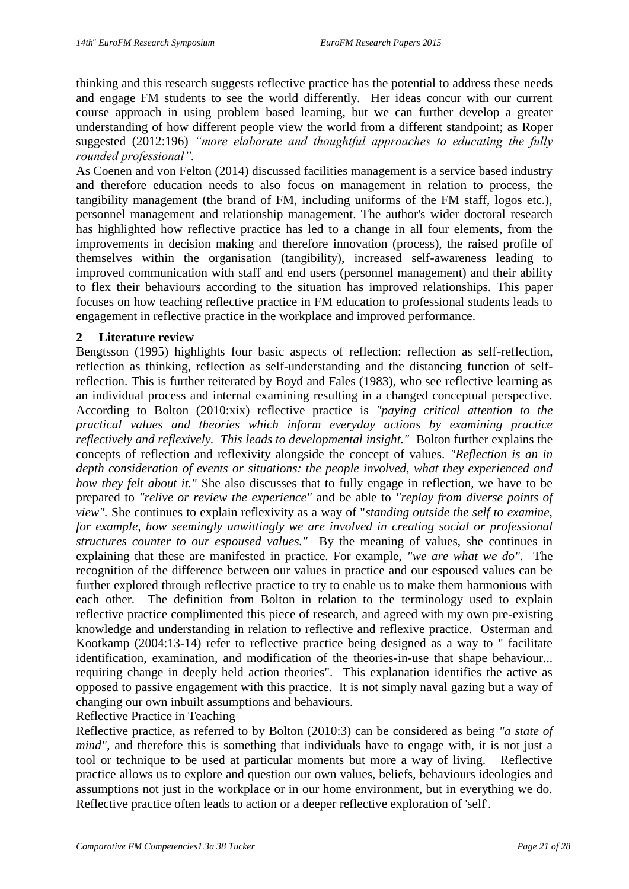thinking and this research suggests reflective practice has the potential to address these needs and engage FM students to see the world differently. Her ideas concur with our current course approach in using problem based learning, but we can further develop a greater understanding of how different people view the world from a different standpoint; as Roper suggested (2012:196) *"more elaborate and thoughtful approaches to educating the fully rounded professional".*

As Coenen and von Felton (2014) discussed facilities management is a service based industry and therefore education needs to also focus on management in relation to process, the tangibility management (the brand of FM, including uniforms of the FM staff, logos etc.), personnel management and relationship management. The author's wider doctoral research has highlighted how reflective practice has led to a change in all four elements, from the improvements in decision making and therefore innovation (process), the raised profile of themselves within the organisation (tangibility), increased self-awareness leading to improved communication with staff and end users (personnel management) and their ability to flex their behaviours according to the situation has improved relationships. This paper focuses on how teaching reflective practice in FM education to professional students leads to engagement in reflective practice in the workplace and improved performance.

## 2 Literature review

Bengtsson (1995) highlights four basic aspects of reflection: reflection as self-reflection, reflection as thinking, reflection as self-understanding and the distancing function of self-reflection. This is further reiterated by Boyd and Fales (1983), who see reflective learning as an individual process and internal examining resulting in a changed conceptual perspective. According to Bolton (2010:xix) reflective practice is *"paying critical attention to the practical values and theories which inform everyday actions by examining practice reflectively and reflexively. This leads to developmental insight."* Bolton further explains the concepts of reflection and reflexivity alongside the concept of values. *"Reflection is an in depth consideration of events or situations: the people involved, what they experienced and how they felt about it."* She also discusses that to fully engage in reflection, we have to be prepared to *"relive or review the experience"* and be able to *"replay from diverse points of view".* She continues to explain reflexivity as a way of "*standing outside the self to examine, for example, how seemingly unwittingly we are involved in creating social or professional structures counter to our espoused values."* By the meaning of values, she continues in explaining that these are manifested in practice. For example, *"we are what we do".* The recognition of the difference between our values in practice and our espoused values can be further explored through reflective practice to try to enable us to make them harmonious with each other. The definition from Bolton in relation to the terminology used to explain reflective practice complimented this piece of research, and agreed with my own pre-existing knowledge and understanding in relation to reflective and reflexive practice. Osterman and Kootkamp (2004:13-14) refer to reflective practice being designed as a way to " facilitate identification, examination, and modification of the theories-in-use that shape behaviour... requiring change in deeply held action theories". This explanation identifies the active as opposed to passive engagement with this practice. It is not simply naval gazing but a way of changing our own inbuilt assumptions and behaviours.

### Reflective Practice in Teaching

Reflective practice, as referred to by Bolton (2010:3) can be considered as being *"a state of mind"*, and therefore this is something that individuals have to engage with, it is not just a tool or technique to be used at particular moments but more a way of living. Reflective practice allows us to explore and question our own values, beliefs, behaviours ideologies and assumptions not just in the workplace or in our home environment, but in everything we do. Reflective practice often leads to action or a deeper reflective exploration of 'self'.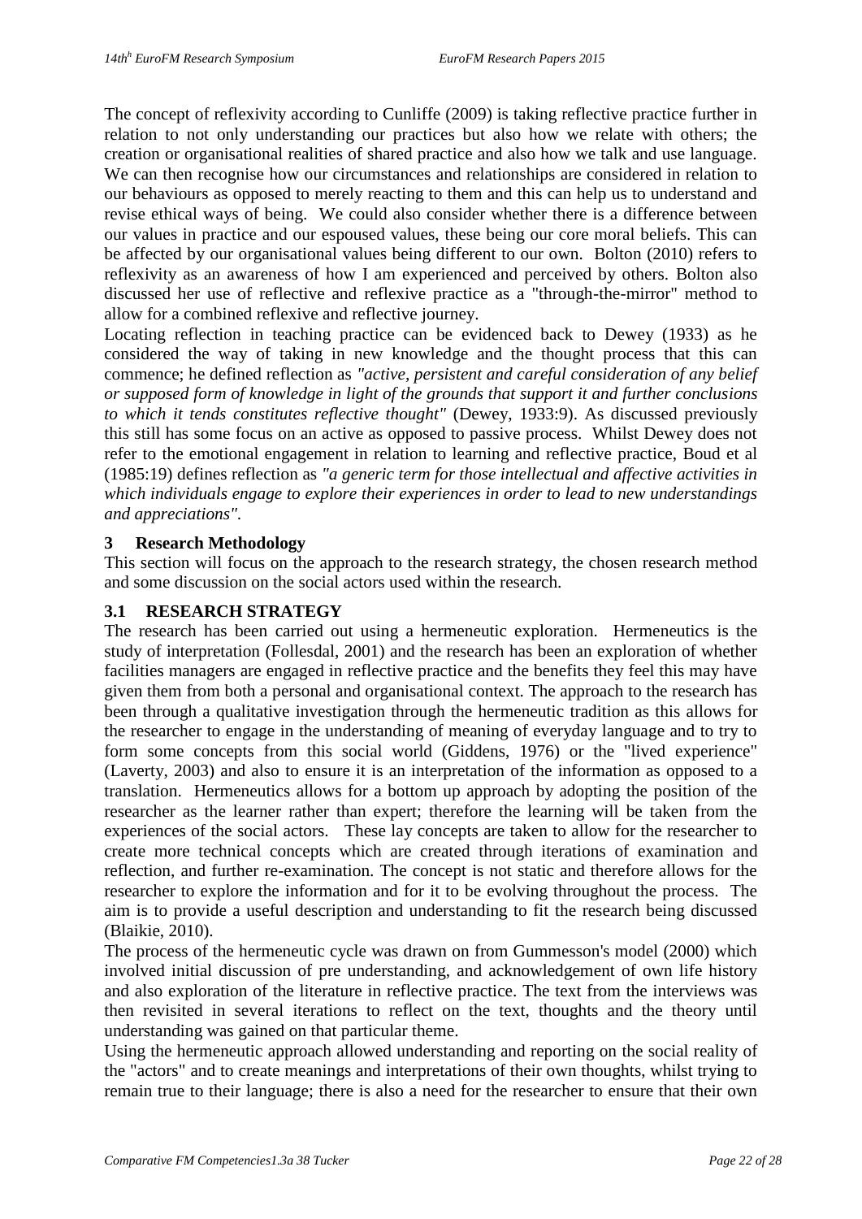The concept of reflexivity according to Cunliffe (2009) is taking reflective practice further in relation to not only understanding our practices but also how we relate with others; the creation or organisational realities of shared practice and also how we talk and use language. We can then recognise how our circumstances and relationships are considered in relation to our behaviours as opposed to merely reacting to them and this can help us to understand and revise ethical ways of being. We could also consider whether there is a difference between our values in practice and our espoused values, these being our core moral beliefs. This can be affected by our organisational values being different to our own. Bolton (2010) refers to reflexivity as an awareness of how I am experienced and perceived by others. Bolton also discussed her use of reflective and reflexive practice as a "through-the-mirror" method to allow for a combined reflexive and reflective journey.

Locating reflection in teaching practice can be evidenced back to Dewey (1933) as he considered the way of taking in new knowledge and the thought process that this can commence; he defined reflection as *"active, persistent and careful consideration of any belief or supposed form of knowledge in light of the grounds that support it and further conclusions to which it tends constitutes reflective thought"* (Dewey, 1933:9). As discussed previously this still has some focus on an active as opposed to passive process. Whilst Dewey does not refer to the emotional engagement in relation to learning and reflective practice, Boud et al (1985:19) defines reflection as *"a generic term for those intellectual and affective activities in which individuals engage to explore their experiences in order to lead to new understandings and appreciations"*.

## 3 Research Methodology

This section will focus on the approach to the research strategy, the chosen research method and some discussion on the social actors used within the research.

### 3.1 RESEARCH STRATEGY

The research has been carried out using a hermeneutic exploration. Hermeneutics is the study of interpretation (Follesdal, 2001) and the research has been an exploration of whether facilities managers are engaged in reflective practice and the benefits they feel this may have given them from both a personal and organisational context. The approach to the research has been through a qualitative investigation through the hermeneutic tradition as this allows for the researcher to engage in the understanding of meaning of everyday language and to try to form some concepts from this social world (Giddens, 1976) or the "lived experience" (Laverty, 2003) and also to ensure it is an interpretation of the information as opposed to a translation. Hermeneutics allows for a bottom up approach by adopting the position of the researcher as the learner rather than expert; therefore the learning will be taken from the experiences of the social actors. These lay concepts are taken to allow for the researcher to create more technical concepts which are created through iterations of examination and reflection, and further re-examination. The concept is not static and therefore allows for the researcher to explore the information and for it to be evolving throughout the process. The aim is to provide a useful description and understanding to fit the research being discussed (Blaikie, 2010).

The process of the hermeneutic cycle was drawn on from Gummesson's model (2000) which involved initial discussion of pre understanding, and acknowledgement of own life history and also exploration of the literature in reflective practice. The text from the interviews was then revisited in several iterations to reflect on the text, thoughts and the theory until understanding was gained on that particular theme.

Using the hermeneutic approach allowed understanding and reporting on the social reality of the "actors" and to create meanings and interpretations of their own thoughts, whilst trying to remain true to their language; there is also a need for the researcher to ensure that their own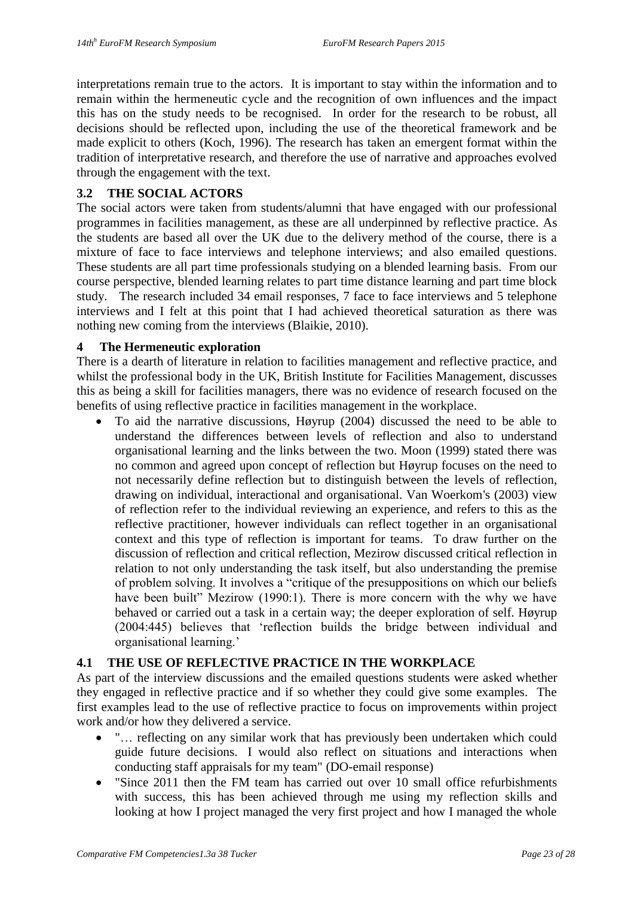interpretations remain true to the actors. It is important to stay within the information and to remain within the hermeneutic cycle and the recognition of own influences and the impact this has on the study needs to be recognised. In order for the research to be robust, all decisions should be reflected upon, including the use of the theoretical framework and be made explicit to others (Koch, 1996). The research has taken an emergent format within the tradition of interpretative research, and therefore the use of narrative and approaches evolved through the engagement with the text.

### 3.2 THE SOCIAL ACTORS

The social actors were taken from students/alumni that have engaged with our professional programmes in facilities management, as these are all underpinned by reflective practice. As the students are based all over the UK due to the delivery method of the course, there is a mixture of face to face interviews and telephone interviews; and also emailed questions. These students are all part time professionals studying on a blended learning basis. From our course perspective, blended learning relates to part time distance learning and part time block study. The research included 34 email responses, 7 face to face interviews and 5 telephone interviews and I felt at this point that I had achieved theoretical saturation as there was nothing new coming from the interviews (Blaikie, 2010).

## 4 The Hermeneutic exploration

There is a dearth of literature in relation to facilities management and reflective practice, and whilst the professional body in the UK, British Institute for Facilities Management, discusses this as being a skill for facilities managers, there was no evidence of research focused on the benefits of using reflective practice in facilities management in the workplace.

- To aid the narrative discussions, Høyrup (2004) discussed the need to be able to understand the differences between levels of reflection and also to understand organisational learning and the links between the two. Moon (1999) stated there was no common and agreed upon concept of reflection but Høyrup focuses on the need to not necessarily define reflection but to distinguish between the levels of reflection, drawing on individual, interactional and organisational. Van Woerkom's (2003) view of reflection refer to the individual reviewing an experience, and refers to this as the reflective practitioner, however individuals can reflect together in an organisational context and this type of reflection is important for teams. To draw further on the discussion of reflection and critical reflection, Mezirow discussed critical reflection in relation to not only understanding the task itself, but also understanding the premise of problem solving. It involves a "critique of the presuppositions on which our beliefs have been built" Mezirow (1990:1). There is more concern with the why we have behaved or carried out a task in a certain way; the deeper exploration of self. Høyrup (2004:445) believes that 'reflection builds the bridge between individual and organisational learning.'

### 4.1 THE USE OF REFLECTIVE PRACTICE IN THE WORKPLACE

As part of the interview discussions and the emailed questions students were asked whether they engaged in reflective practice and if so whether they could give some examples. The first examples lead to the use of reflective practice to focus on improvements within project work and/or how they delivered a service.

- "… reflecting on any similar work that has previously been undertaken which could guide future decisions. I would also reflect on situations and interactions when conducting staff appraisals for my team" (DO-email response)
- "Since 2011 then the FM team has carried out over 10 small office refurbishments with success, this has been achieved through me using my reflection skills and looking at how I project managed the very first project and how I managed the whole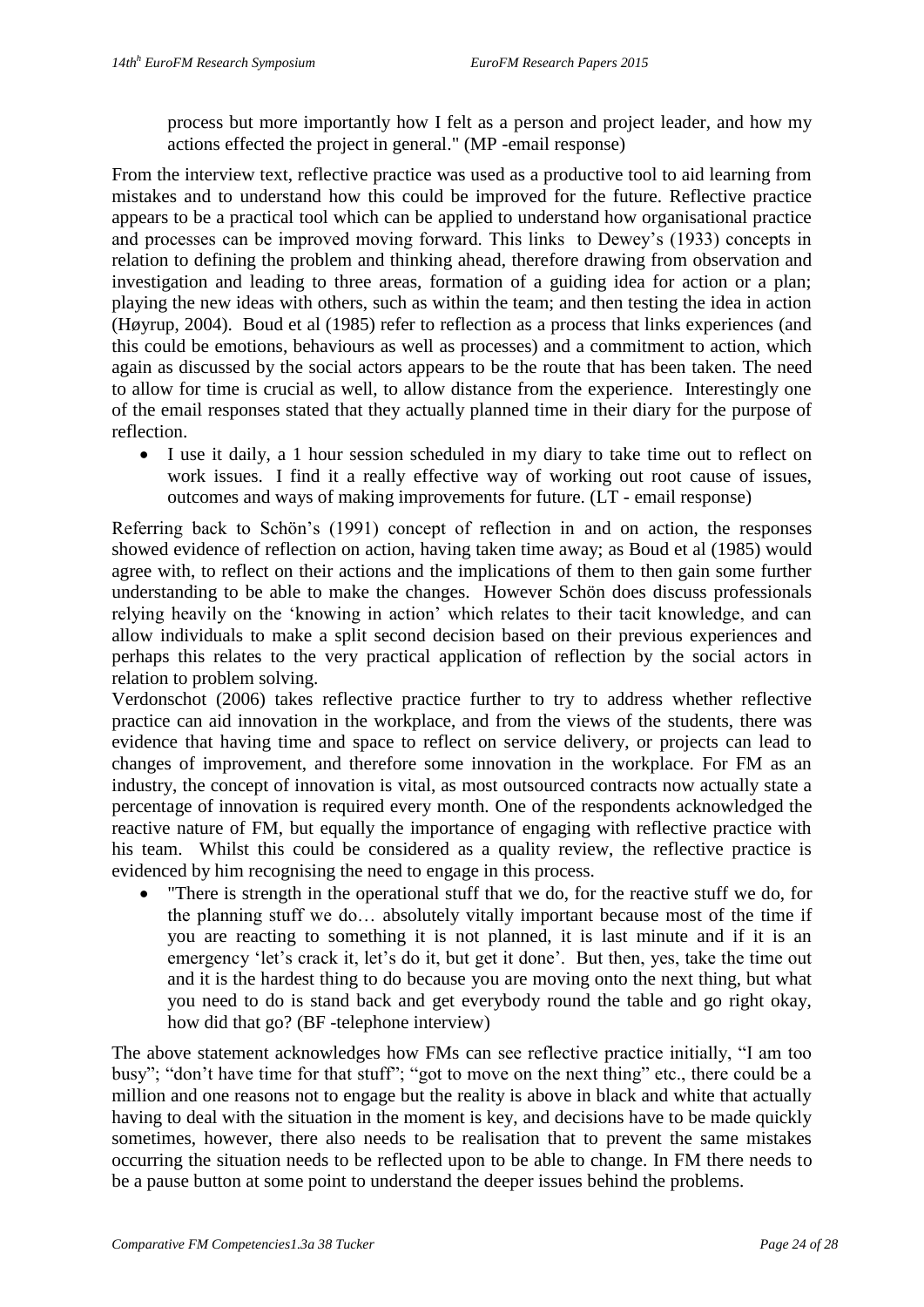process but more importantly how I felt as a person and project leader, and how my actions effected the project in general." (MP -email response)

From the interview text, reflective practice was used as a productive tool to aid learning from mistakes and to understand how this could be improved for the future. Reflective practice appears to be a practical tool which can be applied to understand how organisational practice and processes can be improved moving forward. This links to Dewey's (1933) concepts in relation to defining the problem and thinking ahead, therefore drawing from observation and investigation and leading to three areas, formation of a guiding idea for action or a plan; playing the new ideas with others, such as within the team; and then testing the idea in action (Høyrup, 2004). Boud et al (1985) refer to reflection as a process that links experiences (and this could be emotions, behaviours as well as processes) and a commitment to action, which again as discussed by the social actors appears to be the route that has been taken. The need to allow for time is crucial as well, to allow distance from the experience. Interestingly one of the email responses stated that they actually planned time in their diary for the purpose of reflection.

- I use it daily, a 1 hour session scheduled in my diary to take time out to reflect on work issues. I find it a really effective way of working out root cause of issues, outcomes and ways of making improvements for future. (LT - email response)

Referring back to Schön's (1991) concept of reflection in and on action, the responses showed evidence of reflection on action, having taken time away; as Boud et al (1985) would agree with, to reflect on their actions and the implications of them to then gain some further understanding to be able to make the changes. However Schön does discuss professionals relying heavily on the 'knowing in action' which relates to their tacit knowledge, and can allow individuals to make a split second decision based on their previous experiences and perhaps this relates to the very practical application of reflection by the social actors in relation to problem solving.

Verdonschot (2006) takes reflective practice further to try to address whether reflective practice can aid innovation in the workplace, and from the views of the students, there was evidence that having time and space to reflect on service delivery, or projects can lead to changes of improvement, and therefore some innovation in the workplace. For FM as an industry, the concept of innovation is vital, as most outsourced contracts now actually state a percentage of innovation is required every month. One of the respondents acknowledged the reactive nature of FM, but equally the importance of engaging with reflective practice with his team. Whilst this could be considered as a quality review, the reflective practice is evidenced by him recognising the need to engage in this process.

- "There is strength in the operational stuff that we do, for the reactive stuff we do, for the planning stuff we do… absolutely vitally important because most of the time if you are reacting to something it is not planned, it is last minute and if it is an emergency 'let's crack it, let's do it, but get it done'. But then, yes, take the time out and it is the hardest thing to do because you are moving onto the next thing, but what you need to do is stand back and get everybody round the table and go right okay, how did that go? (BF -telephone interview)

The above statement acknowledges how FMs can see reflective practice initially, "I am too busy"; "don't have time for that stuff"; "got to move on the next thing" etc., there could be a million and one reasons not to engage but the reality is above in black and white that actually having to deal with the situation in the moment is key, and decisions have to be made quickly sometimes, however, there also needs to be realisation that to prevent the same mistakes occurring the situation needs to be reflected upon to be able to change. In FM there needs to be a pause button at some point to understand the deeper issues behind the problems.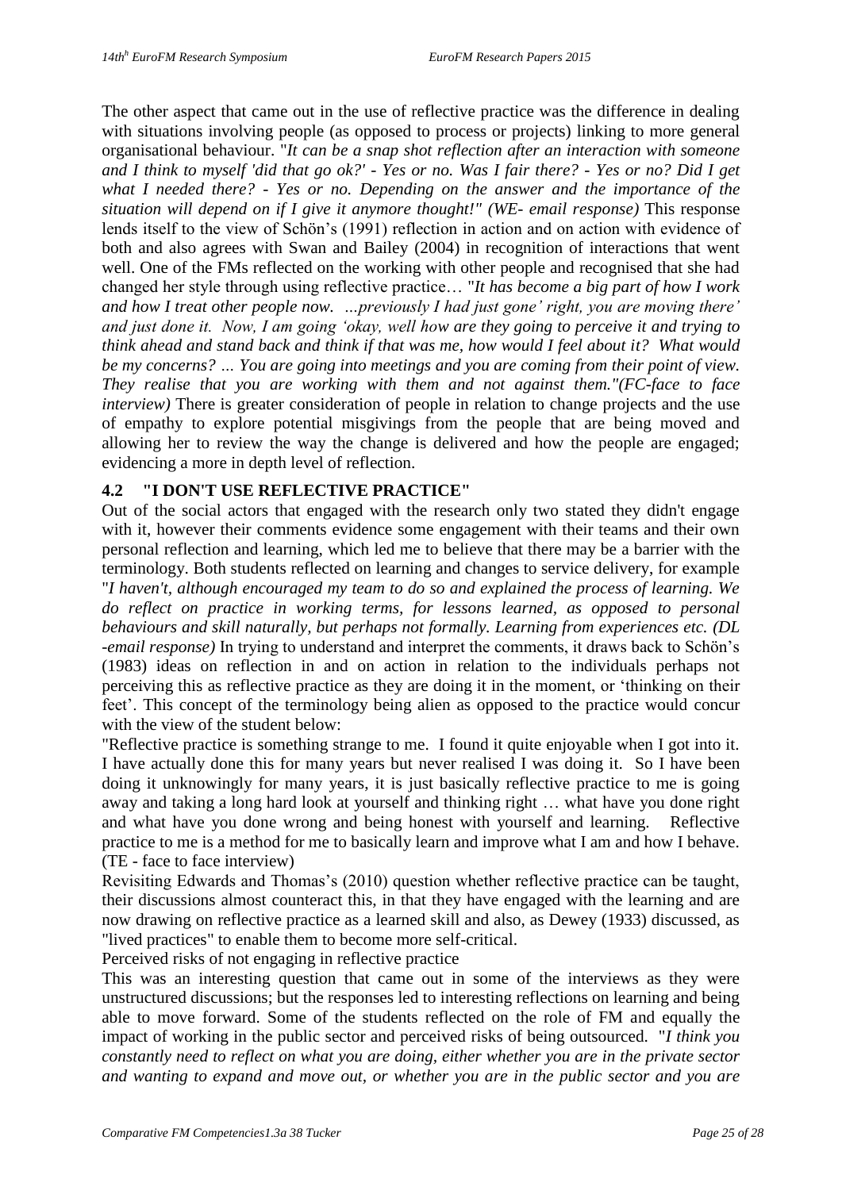The other aspect that came out in the use of reflective practice was the difference in dealing with situations involving people (as opposed to process or projects) linking to more general organisational behaviour. "*It can be a snap shot reflection after an interaction with someone and I think to myself 'did that go ok?' - Yes or no. Was I fair there? - Yes or no? Did I get what I needed there? - Yes or no. Depending on the answer and the importance of the situation will depend on if I give it anymore thought!" (WE- email response)* This response lends itself to the view of Schön's (1991) reflection in action and on action with evidence of both and also agrees with Swan and Bailey (2004) in recognition of interactions that went well. One of the FMs reflected on the working with other people and recognised that she had changed her style through using reflective practice… "*It has become a big part of how I work and how I treat other people now. …previously I had just gone' right, you are moving there' and just done it. Now, I am going 'okay, well how are they going to perceive it and trying to think ahead and stand back and think if that was me, how would I feel about it? What would be my concerns? … You are going into meetings and you are coming from their point of view. They realise that you are working with them and not against them."(FC-face to face interview)* There is greater consideration of people in relation to change projects and the use of empathy to explore potential misgivings from the people that are being moved and allowing her to review the way the change is delivered and how the people are engaged; evidencing a more in depth level of reflection.

## 4.2 "I DON'T USE REFLECTIVE PRACTICE"

Out of the social actors that engaged with the research only two stated they didn't engage with it, however their comments evidence some engagement with their teams and their own personal reflection and learning, which led me to believe that there may be a barrier with the terminology. Both students reflected on learning and changes to service delivery, for example "*I haven't, although encouraged my team to do so and explained the process of learning. We do reflect on practice in working terms, for lessons learned, as opposed to personal behaviours and skill naturally, but perhaps not formally. Learning from experiences etc. (DL -email response)* In trying to understand and interpret the comments, it draws back to Schön's (1983) ideas on reflection in and on action in relation to the individuals perhaps not perceiving this as reflective practice as they are doing it in the moment, or 'thinking on their feet'. This concept of the terminology being alien as opposed to the practice would concur with the view of the student below:

"Reflective practice is something strange to me. I found it quite enjoyable when I got into it. I have actually done this for many years but never realised I was doing it. So I have been doing it unknowingly for many years, it is just basically reflective practice to me is going away and taking a long hard look at yourself and thinking right … what have you done right and what have you done wrong and being honest with yourself and learning. Reflective practice to me is a method for me to basically learn and improve what I am and how I behave. (TE - face to face interview)

Revisiting Edwards and Thomas's (2010) question whether reflective practice can be taught, their discussions almost counteract this, in that they have engaged with the learning and are now drawing on reflective practice as a learned skill and also, as Dewey (1933) discussed, as "lived practices" to enable them to become more self-critical.

Perceived risks of not engaging in reflective practice

This was an interesting question that came out in some of the interviews as they were unstructured discussions; but the responses led to interesting reflections on learning and being able to move forward. Some of the students reflected on the role of FM and equally the impact of working in the public sector and perceived risks of being outsourced. "*I think you constantly need to reflect on what you are doing, either whether you are in the private sector and wanting to expand and move out, or whether you are in the public sector and you are*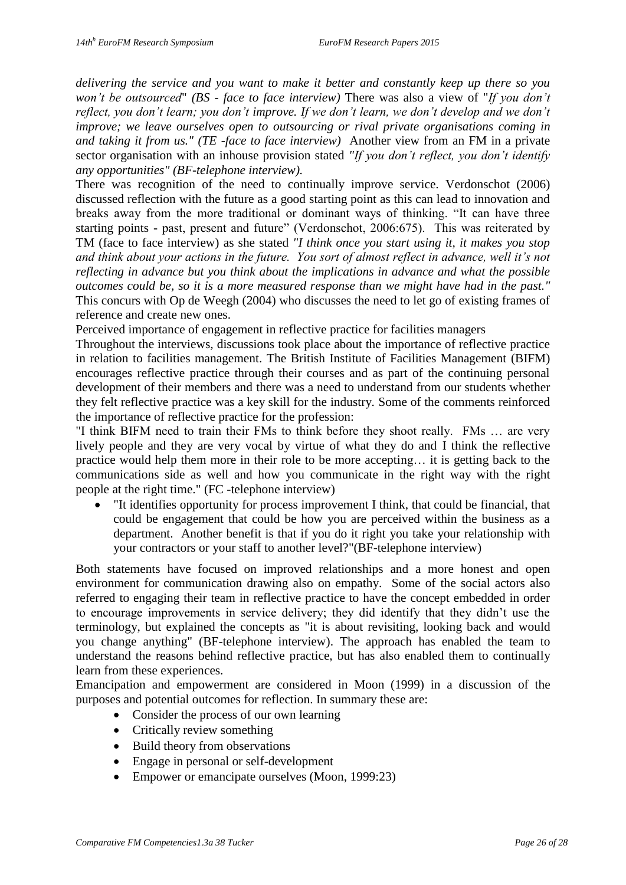*delivering the service and you want to make it better and constantly keep up there so you won't be outsourced*" *(BS - face to face interview)* There was also a view of "*If you don't reflect, you don't learn; you don't improve. If we don't learn, we don't develop and we don't improve; we leave ourselves open to outsourcing or rival private organisations coming in and taking it from us." (TE -face to face interview)* Another view from an FM in a private sector organisation with an inhouse provision stated *"If you don't reflect, you don't identify any opportunities" (BF-telephone interview).*

There was recognition of the need to continually improve service. Verdonschot (2006) discussed reflection with the future as a good starting point as this can lead to innovation and breaks away from the more traditional or dominant ways of thinking. "It can have three starting points - past, present and future" (Verdonschot, 2006:675). This was reiterated by TM (face to face interview) as she stated *"I think once you start using it, it makes you stop and think about your actions in the future. You sort of almost reflect in advance, well it's not reflecting in advance but you think about the implications in advance and what the possible outcomes could be, so it is a more measured response than we might have had in the past."* This concurs with Op de Weegh (2004) who discusses the need to let go of existing frames of reference and create new ones.

Perceived importance of engagement in reflective practice for facilities managers

Throughout the interviews, discussions took place about the importance of reflective practice in relation to facilities management. The British Institute of Facilities Management (BIFM) encourages reflective practice through their courses and as part of the continuing personal development of their members and there was a need to understand from our students whether they felt reflective practice was a key skill for the industry. Some of the comments reinforced the importance of reflective practice for the profession:

"I think BIFM need to train their FMs to think before they shoot really. FMs … are very lively people and they are very vocal by virtue of what they do and I think the reflective practice would help them more in their role to be more accepting… it is getting back to the communications side as well and how you communicate in the right way with the right people at the right time." (FC -telephone interview)

- "It identifies opportunity for process improvement I think, that could be financial, that could be engagement that could be how you are perceived within the business as a department. Another benefit is that if you do it right you take your relationship with your contractors or your staff to another level?"(BF-telephone interview)

Both statements have focused on improved relationships and a more honest and open environment for communication drawing also on empathy. Some of the social actors also referred to engaging their team in reflective practice to have the concept embedded in order to encourage improvements in service delivery; they did identify that they didn't use the terminology, but explained the concepts as "it is about revisiting, looking back and would you change anything" (BF-telephone interview). The approach has enabled the team to understand the reasons behind reflective practice, but has also enabled them to continually learn from these experiences.

Emancipation and empowerment are considered in Moon (1999) in a discussion of the purposes and potential outcomes for reflection. In summary these are:

- Consider the process of our own learning
- Critically review something
- Build theory from observations
- Engage in personal or self-development
- Empower or emancipate ourselves (Moon, 1999:23)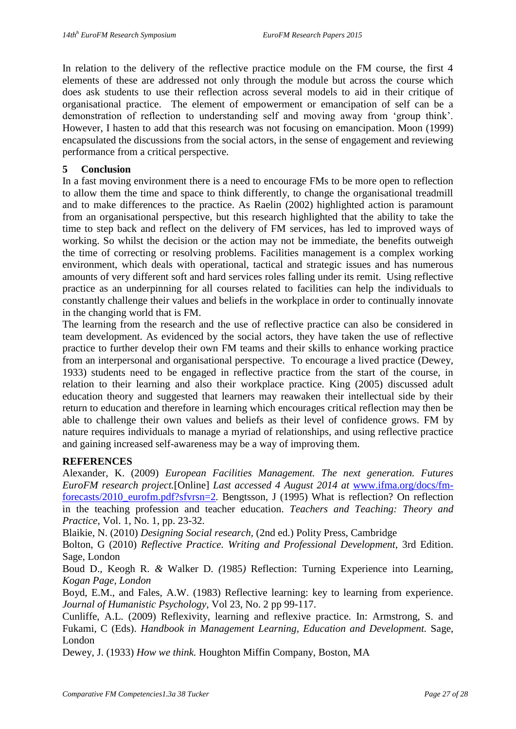In relation to the delivery of the reflective practice module on the FM course, the first 4 elements of these are addressed not only through the module but across the course which does ask students to use their reflection across several models to aid in their critique of organisational practice. The element of empowerment or emancipation of self can be a demonstration of reflection to understanding self and moving away from 'group think'. However, I hasten to add that this research was not focusing on emancipation. Moon (1999) encapsulated the discussions from the social actors, in the sense of engagement and reviewing performance from a critical perspective.

## 5 Conclusion

In a fast moving environment there is a need to encourage FMs to be more open to reflection to allow them the time and space to think differently, to change the organisational treadmill and to make differences to the practice. As Raelin (2002) highlighted action is paramount from an organisational perspective, but this research highlighted that the ability to take the time to step back and reflect on the delivery of FM services, has led to improved ways of working. So whilst the decision or the action may not be immediate, the benefits outweigh the time of correcting or resolving problems. Facilities management is a complex working environment, which deals with operational, tactical and strategic issues and has numerous amounts of very different soft and hard services roles falling under its remit. Using reflective practice as an underpinning for all courses related to facilities can help the individuals to constantly challenge their values and beliefs in the workplace in order to continually innovate in the changing world that is FM.

The learning from the research and the use of reflective practice can also be considered in team development. As evidenced by the social actors, they have taken the use of reflective practice to further develop their own FM teams and their skills to enhance working practice from an interpersonal and organisational perspective. To encourage a lived practice (Dewey, 1933) students need to be engaged in reflective practice from the start of the course, in relation to their learning and also their workplace practice. King (2005) discussed adult education theory and suggested that learners may reawaken their intellectual side by their return to education and therefore in learning which encourages critical reflection may then be able to challenge their own values and beliefs as their level of confidence grows. FM by nature requires individuals to manage a myriad of relationships, and using reflective practice and gaining increased self-awareness may be a way of improving them.

## REFERENCES

Alexander, K. (2009) *European Facilities Management. The next generation. Futures EuroFM research project.*[Online] *Last accessed 4 August 2014 at* www.ifma.org/docs/fm-forecasts/2010_eurofm.pdf?sfvrsn=2. Bengtsson, J (1995) What is reflection? On reflection in the teaching profession and teacher education. *Teachers and Teaching: Theory and Practice*, Vol. 1, No. 1, pp. 23-32.

Blaikie, N. (2010) *Designing Social research,* (2nd ed.) Polity Press, Cambridge

Bolton, G (2010) *Reflective Practice. Writing and Professional Development,* 3rd Edition. Sage, London

Boud D., Keogh R. *&* Walker D. *(*1985*)* Reflection: Turning Experience into Learning, *Kogan Page, London*

Boyd, E.M., and Fales, A.W. (1983) Reflective learning: key to learning from experience. *Journal of Humanistic Psychology,* Vol 23, No. 2 pp 99-117.

Cunliffe, A.L. (2009) Reflexivity, learning and reflexive practice. In: Armstrong, S. and Fukami, C (Eds). *Handbook in Management Learning, Education and Development.* Sage, London

Dewey, J. (1933) *How we think.* Houghton Miffin Company, Boston, MA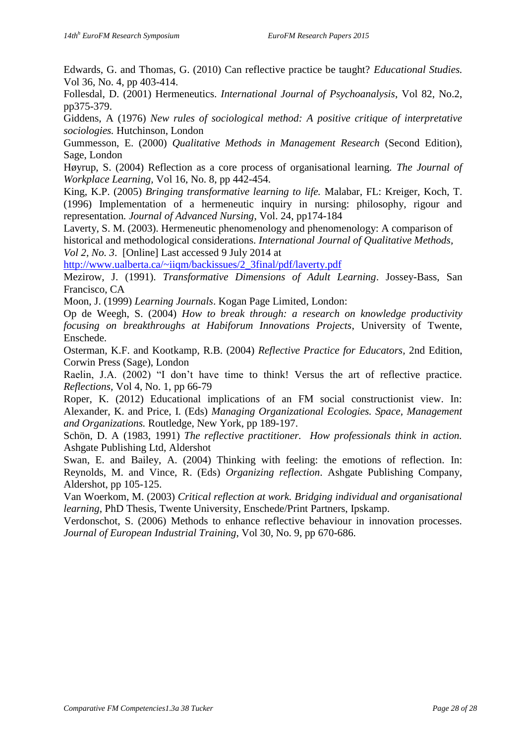Edwards, G. and Thomas, G. (2010) Can reflective practice be taught? *Educational Studies.* Vol 36, No. 4, pp 403-414.

Follesdal, D. (2001) Hermeneutics. *International Journal of Psychoanalysis*, Vol 82, No.2, pp375-379.

Giddens, A (1976) *New rules of sociological method: A positive critique of interpretative sociologies.* Hutchinson, London

Gummesson, E. (2000) *Qualitative Methods in Management Research* (Second Edition), Sage, London

Høyrup, S. (2004) Reflection as a core process of organisational learning. *The Journal of Workplace Learning*, Vol 16, No. 8, pp 442-454.

King, K.P. (2005) *Bringing transformative learning to life.* Malabar, FL: Kreiger, Koch, T. (1996) Implementation of a hermeneutic inquiry in nursing: philosophy, rigour and representation. *Journal of Advanced Nursing*, Vol. 24, pp174-184

Laverty, S. M. (2003). Hermeneutic phenomenology and phenomenology: A comparison of historical and methodological considerations. *International Journal of Qualitative Methods, Vol 2, No. 3*. [Online] Last accessed 9 July 2014 at http://www.ualberta.ca/~iiqm/backissues/2_3final/pdf/laverty.pdf

Mezirow, J. (1991). *Transformative Dimensions of Adult Learning*. Jossey-Bass, San Francisco, CA

Moon, J. (1999) *Learning Journals*. Kogan Page Limited, London:

Op de Weegh, S. (2004) *How to break through: a research on knowledge productivity focusing on breakthroughs at Habiforum Innovations Projects*, University of Twente, Enschede.

Osterman, K.F. and Kootkamp, R.B. (2004) *Reflective Practice for Educators*, 2nd Edition, Corwin Press (Sage), London

Raelin, J.A. (2002) "I don't have time to think! Versus the art of reflective practice. *Reflections*, Vol 4, No. 1, pp 66-79

Roper, K. (2012) Educational implications of an FM social constructionist view. In: Alexander, K. and Price, I. (Eds) *Managing Organizational Ecologies. Space, Management and Organizations.* Routledge, New York, pp 189-197.

Schön, D. A (1983, 1991) *The reflective practitioner. How professionals think in action.* Ashgate Publishing Ltd, Aldershot

Swan, E. and Bailey, A. (2004) Thinking with feeling: the emotions of reflection. In: Reynolds, M. and Vince, R. (Eds) *Organizing reflection*. Ashgate Publishing Company, Aldershot, pp 105-125.

Van Woerkom, M. (2003) *Critical reflection at work. Bridging individual and organisational learning*, PhD Thesis, Twente University, Enschede/Print Partners, Ipskamp.

Verdonschot, S. (2006) Methods to enhance reflective behaviour in innovation processes. *Journal of European Industrial Training*, Vol 30, No. 9, pp 670-686.